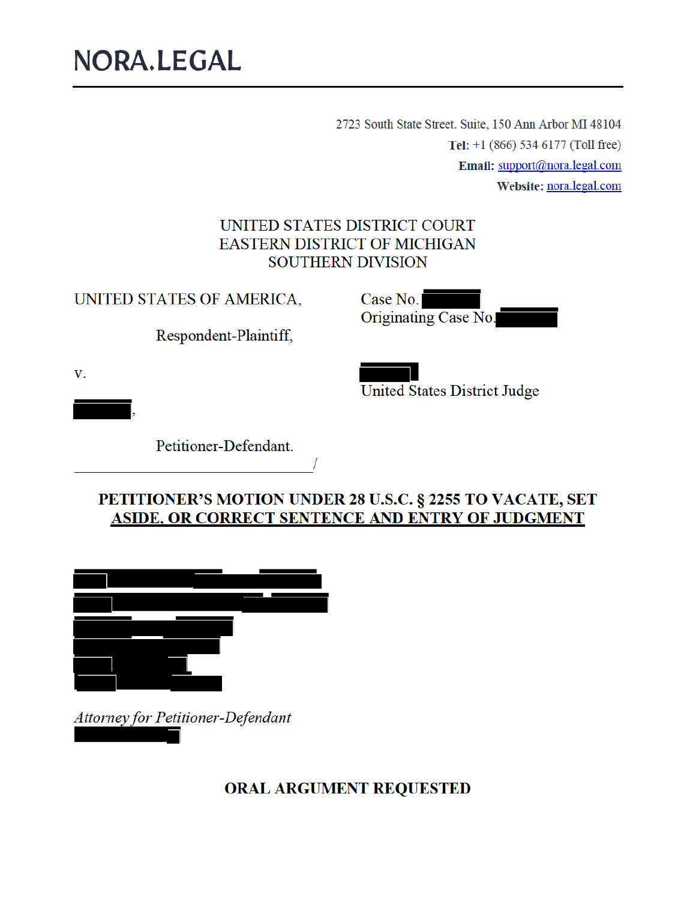# NORA.LEGAL

2723 South State Street. Suite, 150 Ann Arbor MI 48104
**Tel:** +1 (866) 534 6177 (Toll free)
**Email:** support@nora.legal.com
**Website:** nora.legal.com

UNITED STATES DISTRICT COURT
EASTERN DISTRICT OF MICHIGAN
SOUTHERN DIVISION

UNITED STATES OF AMERICA,

Respondent-Plaintiff,

v.

[REDACTED],

Petitioner-Defendant.

Case No. [REDACTED]
Originating Case No. [REDACTED]

[REDACTED]
United States District Judge

**PETITIONER'S MOTION UNDER 28 U.S.C. § 2255 TO VACATE, SET ASIDE, OR CORRECT SENTENCE AND ENTRY OF JUDGMENT**

[REDACTED]

*Attorney for Petitioner-Defendant*
[REDACTED]

**ORAL ARGUMENT REQUESTED**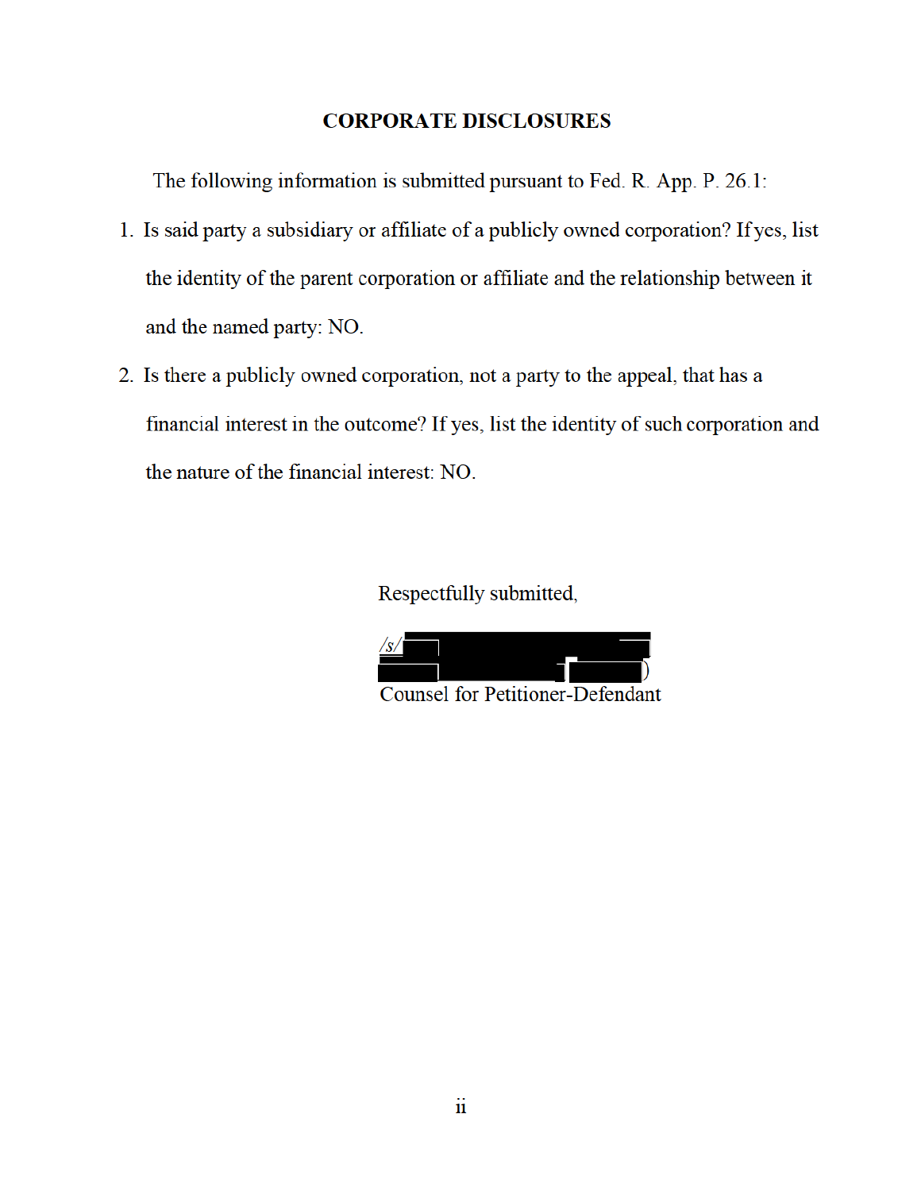**CORPORATE DISCLOSURES**

The following information is submitted pursuant to Fed. R. App. P. 26.1:

1. Is said party a subsidiary or affiliate of a publicly owned corporation? If yes, list the identity of the parent corporation or affiliate and the relationship between it and the named party: NO.
2. Is there a publicly owned corporation, not a party to the appeal, that has a financial interest in the outcome? If yes, list the identity of such corporation and the nature of the financial interest: NO.

Respectfully submitted,

/s/ [REDACTED]
[REDACTED] ([REDACTED])
Counsel for Petitioner-Defendant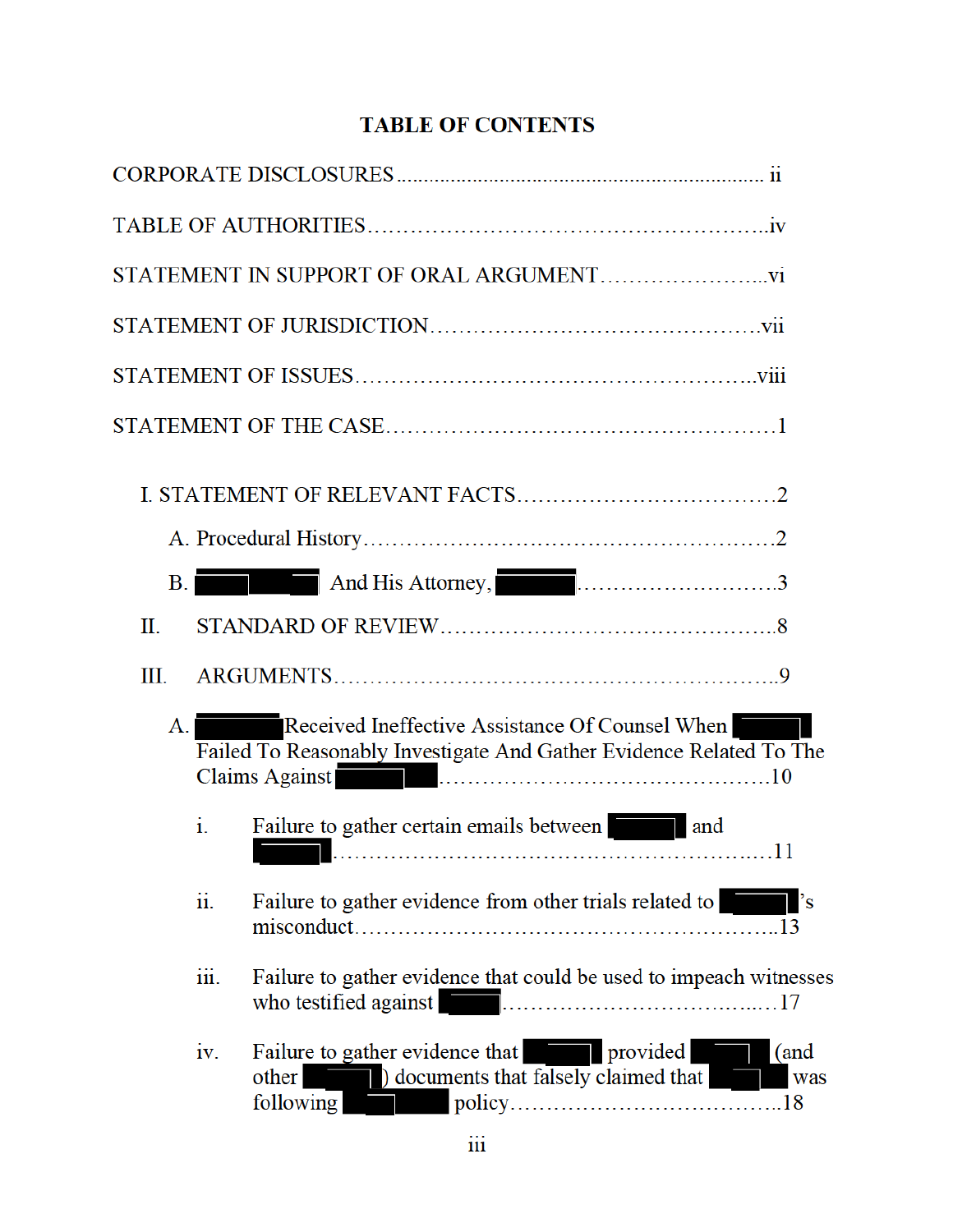# TABLE OF CONTENTS

CORPORATE DISCLOSURES .......................................................................... ii

TABLE OF AUTHORITIES ..........................................................................iv

STATEMENT IN SUPPORT OF ORAL ARGUMENT .........................vi

STATEMENT OF JURISDICTION ..................................................vii

STATEMENT OF ISSUES ..........................................................viii

STATEMENT OF THE CASE ..........................................................1

- I. STATEMENT OF RELEVANT FACTS ......................................2
  - A. Procedural History ..........................................................2
  - B. ██████ And His Attorney, ██████ ..................................3
- II. STANDARD OF REVIEW ..............................................8
- III. ARGUMENTS ...........................................................9
  - A. ██████ Received Ineffective Assistance Of Counsel When ██████ Failed To Reasonably Investigate And Gather Evidence Related To The Claims Against ██████ ............................................10
    - i. Failure to gather certain emails between ██████ and ██████ ............................................................11
    - ii. Failure to gather evidence from other trials related to ██████'s misconduct ............................................................13
    - iii. Failure to gather evidence that could be used to impeach witnesses who testified against ██████ ......................................17
    - iv. Failure to gather evidence that ██████ provided ██████ (and other ██████) documents that falsely claimed that ██████ was following ██████ policy.......................................18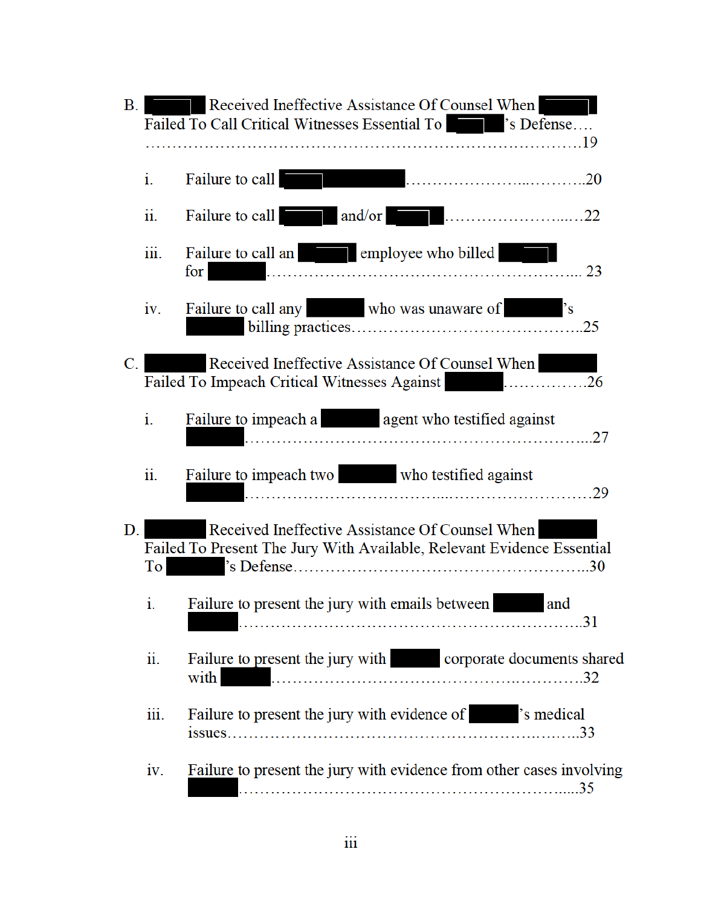B. ██████ Received Ineffective Assistance Of Counsel When ██████ Failed To Call Critical Witnesses Essential To ██████'s Defense....................19

- i. Failure to call ████████████..............................20
- ii. Failure to call ██████ and/or ██████........................22
- iii. Failure to call an ██████ employee who billed ██████ for ██████........................................................ 23
- iv. Failure to call any ██████ who was unaware of ██████'s ██████ billing practices..........................................25

C. ██████ Received Ineffective Assistance Of Counsel When ██████ Failed To Impeach Critical Witnesses Against ██████................26

- i. Failure to impeach a ██████ agent who testified against ██████............................................................27
- ii. Failure to impeach two ██████ who testified against ██████............................................................29

D. ██████ Received Ineffective Assistance Of Counsel When ██████ Failed To Present The Jury With Available, Relevant Evidence Essential To ██████'s Defense...................................................30

- i. Failure to present the jury with emails between ██████ and ██████..........................................................31
- ii. Failure to present the jury with ██████ corporate documents shared with ██████..................................................32
- iii. Failure to present the jury with evidence of ██████'s medical issues.................................................................33
- iv. Failure to present the jury with evidence from other cases involving ██████..........................................................35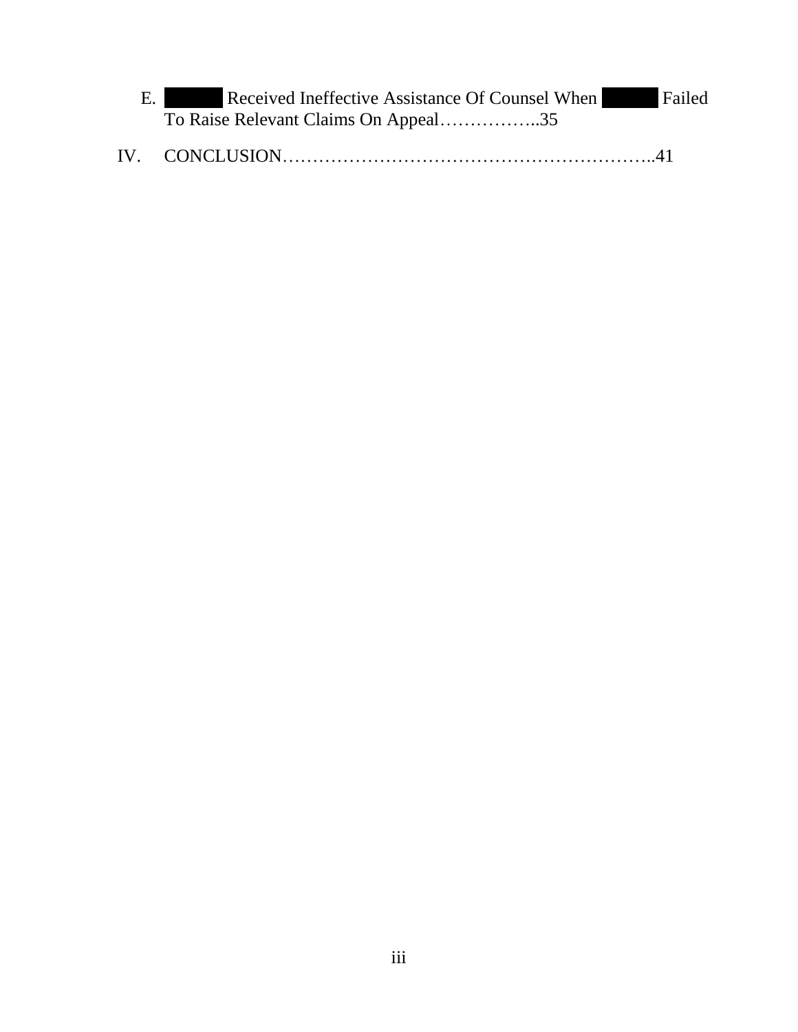E. ██████ Received Ineffective Assistance Of Counsel When ██████ Failed To Raise Relevant Claims On Appeal……………..35

IV. CONCLUSION……………………………………………………..41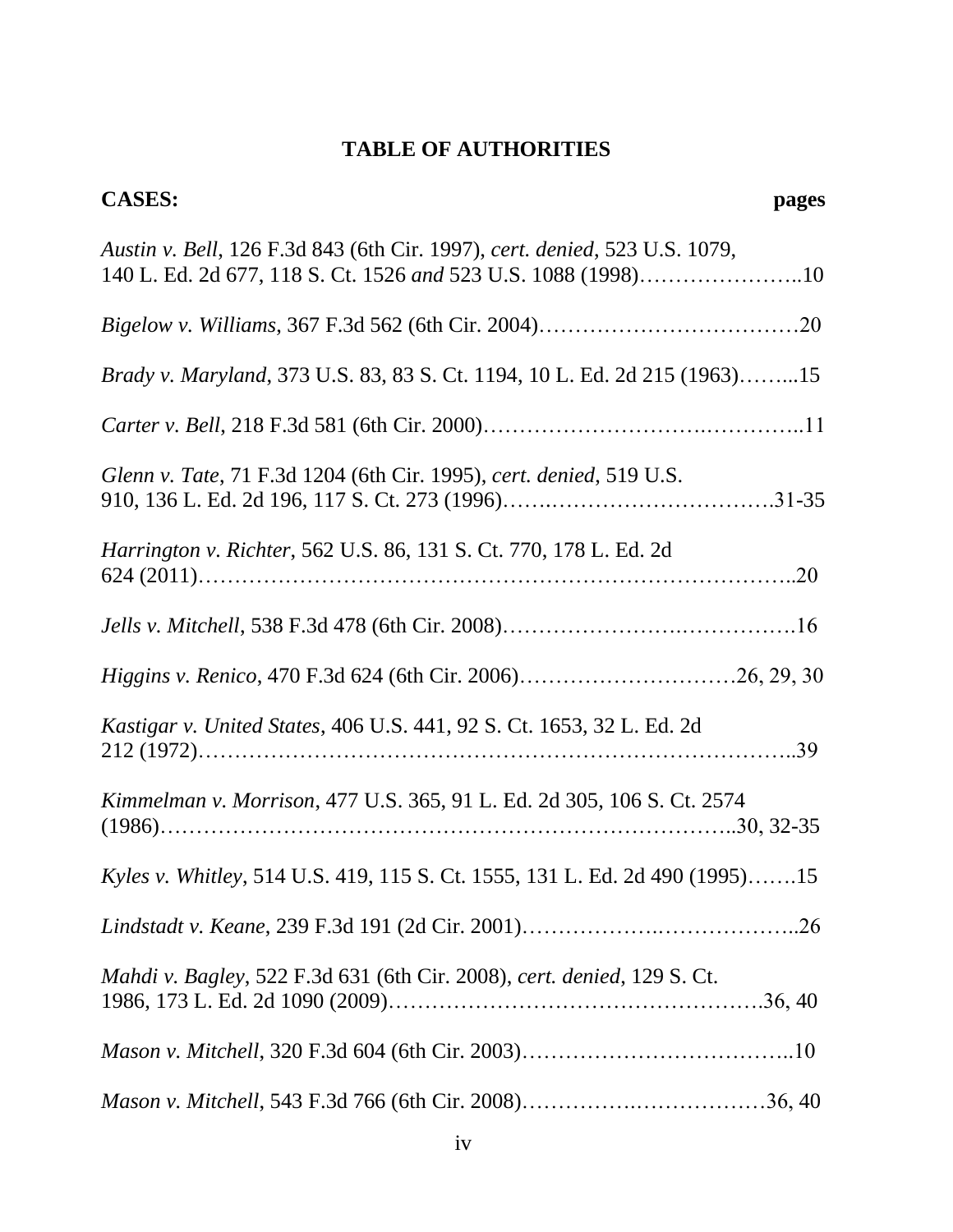# TABLE OF AUTHORITIES

**CASES:** **pages**

*Austin v. Bell*, 126 F.3d 843 (6th Cir. 1997), *cert. denied*, 523 U.S. 1079, 140 L. Ed. 2d 677, 118 S. Ct. 1526 *and* 523 U.S. 1088 (1998)…………………..10

*Bigelow v. Williams*, 367 F.3d 562 (6th Cir. 2004)………………………………20

*Brady v. Maryland*, 373 U.S. 83, 83 S. Ct. 1194, 10 L. Ed. 2d 215 (1963)……...15

*Carter v. Bell*, 218 F.3d 581 (6th Cir. 2000)……………………….…………..11

*Glenn v. Tate*, 71 F.3d 1204 (6th Cir. 1995), *cert. denied*, 519 U.S. 910, 136 L. Ed. 2d 196, 117 S. Ct. 273 (1996)…….………………………….31-35

*Harrington v. Richter*, 562 U.S. 86, 131 S. Ct. 770, 178 L. Ed. 2d 624 (2011)…………………………………………………………………..20

*Jells v. Mitchell*, 538 F.3d 478 (6th Cir. 2008)…………………….…………….16

*Higgins v. Renico*, 470 F.3d 624 (6th Cir. 2006)…………………………26, 29, 30

*Kastigar v. United States*, 406 U.S. 441, 92 S. Ct. 1653, 32 L. Ed. 2d 212 (1972)…………………………………………………………………..39

*Kimmelman v. Morrison*, 477 U.S. 365, 91 L. Ed. 2d 305, 106 S. Ct. 2574 (1986)………………………………………………………………..30, 32-35

*Kyles v. Whitley*, 514 U.S. 419, 115 S. Ct. 1555, 131 L. Ed. 2d 490 (1995)…….15

*Lindstadt v. Keane*, 239 F.3d 191 (2d Cir. 2001)………………..………………..26

*Mahdi v. Bagley*, 522 F.3d 631 (6th Cir. 2008), *cert. denied*, 129 S. Ct. 1986, 173 L. Ed. 2d 1090 (2009)………………………………………….36, 40

*Mason v. Mitchell*, 320 F.3d 604 (6th Cir. 2003)………………………………..10

*Mason v. Mitchell*, 543 F.3d 766 (6th Cir. 2008)…………….………………36, 40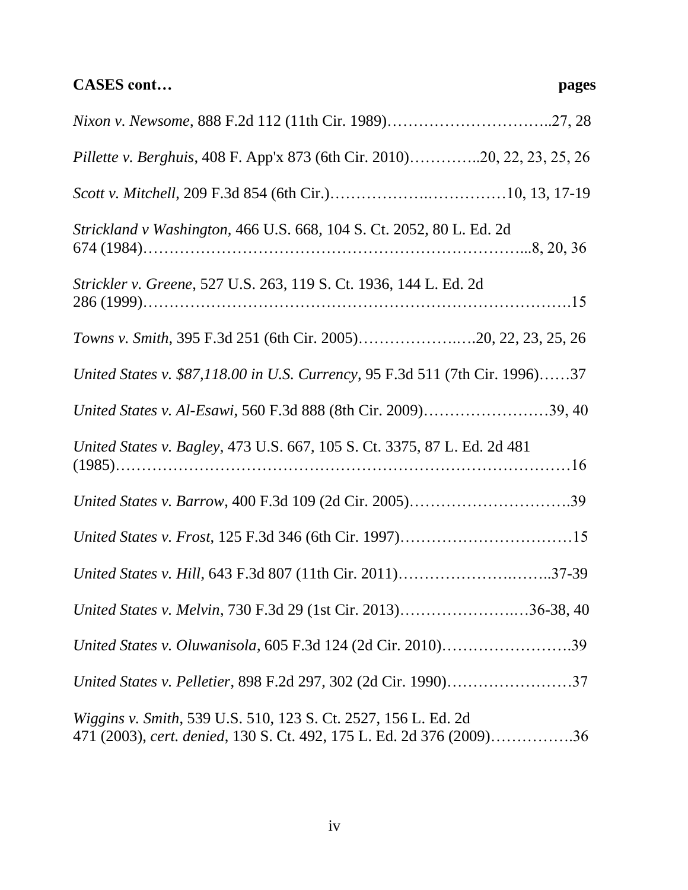**CASES cont… pages**

*Nixon v. Newsome*, 888 F.2d 112 (11th Cir. 1989)…………………………..27, 28

*Pillette v. Berghuis*, 408 F. App'x 873 (6th Cir. 2010)…………..20, 22, 23, 25, 26

*Scott v. Mitchell*, 209 F.3d 854 (6th Cir.)……………….……………10, 13, 17-19

*Strickland v Washington*, 466 U.S. 668, 104 S. Ct. 2052, 80 L. Ed. 2d 674 (1984)…………………………………………………………...8, 20, 36

*Strickler v. Greene*, 527 U.S. 263, 119 S. Ct. 1936, 144 L. Ed. 2d 286 (1999)………………………………………………………………….15

*Towns v. Smith*, 395 F.3d 251 (6th Cir. 2005)………………..….20, 22, 23, 25, 26

*United States v. $87,118.00 in U.S. Currency*, 95 F.3d 511 (7th Cir. 1996)……37

*United States v. Al-Esawi*, 560 F.3d 888 (8th Cir. 2009)……………………39, 40

*United States v. Bagley*, 473 U.S. 667, 105 S. Ct. 3375, 87 L. Ed. 2d 481 (1985)……………………………………………………………………16

*United States v. Barrow*, 400 F.3d 109 (2d Cir. 2005)………………………….39

*United States v. Frost*, 125 F.3d 346 (6th Cir. 1997)……………………………15

*United States v. Hill*, 643 F.3d 807 (11th Cir. 2011)……………………..……..37-39

*United States v. Melvin*, 730 F.3d 29 (1st Cir. 2013)…………………..…36-38, 40

*United States v. Oluwanisola*, 605 F.3d 124 (2d Cir. 2010)…………………….39

*United States v. Pelletier*, 898 F.2d 297, 302 (2d Cir. 1990)……………………37

*Wiggins v. Smith*, 539 U.S. 510, 123 S. Ct. 2527, 156 L. Ed. 2d 471 (2003), *cert. denied*, 130 S. Ct. 492, 175 L. Ed. 2d 376 (2009)…………….36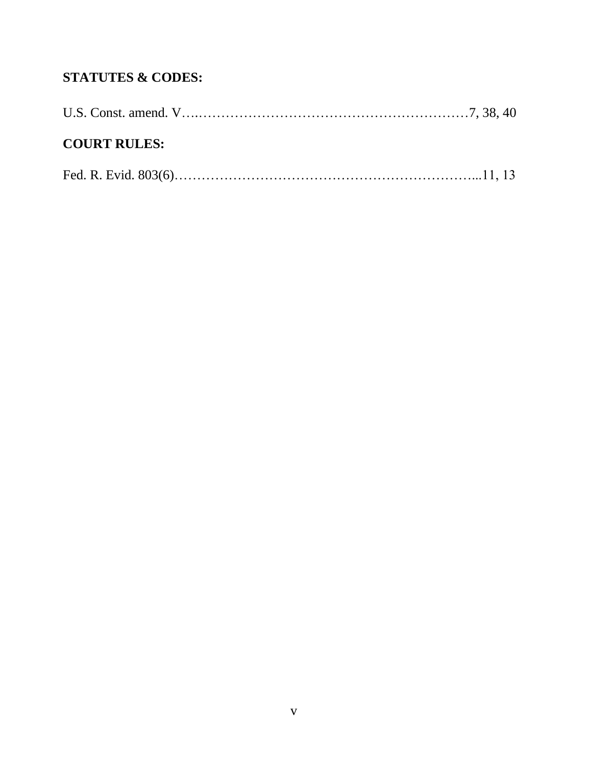**STATUTES & CODES:**

U.S. Const. amend. V……………………………………………………………7, 38, 40

**COURT RULES:**

Fed. R. Evid. 803(6)…………………………………………………………...11, 13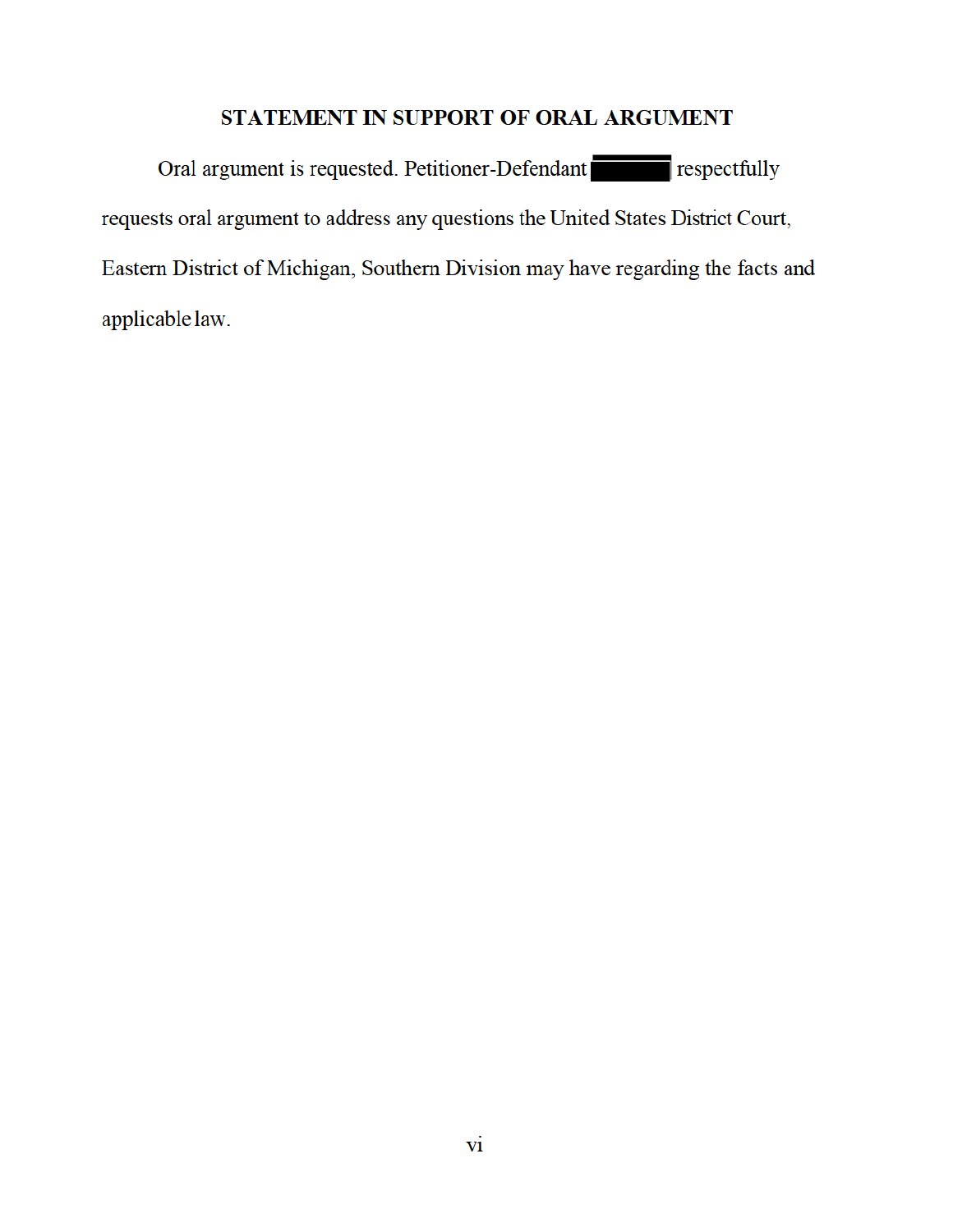## STATEMENT IN SUPPORT OF ORAL ARGUMENT

Oral argument is requested. Petitioner-Defendant ██████ respectfully requests oral argument to address any questions the United States District Court, Eastern District of Michigan, Southern Division may have regarding the facts and applicable law.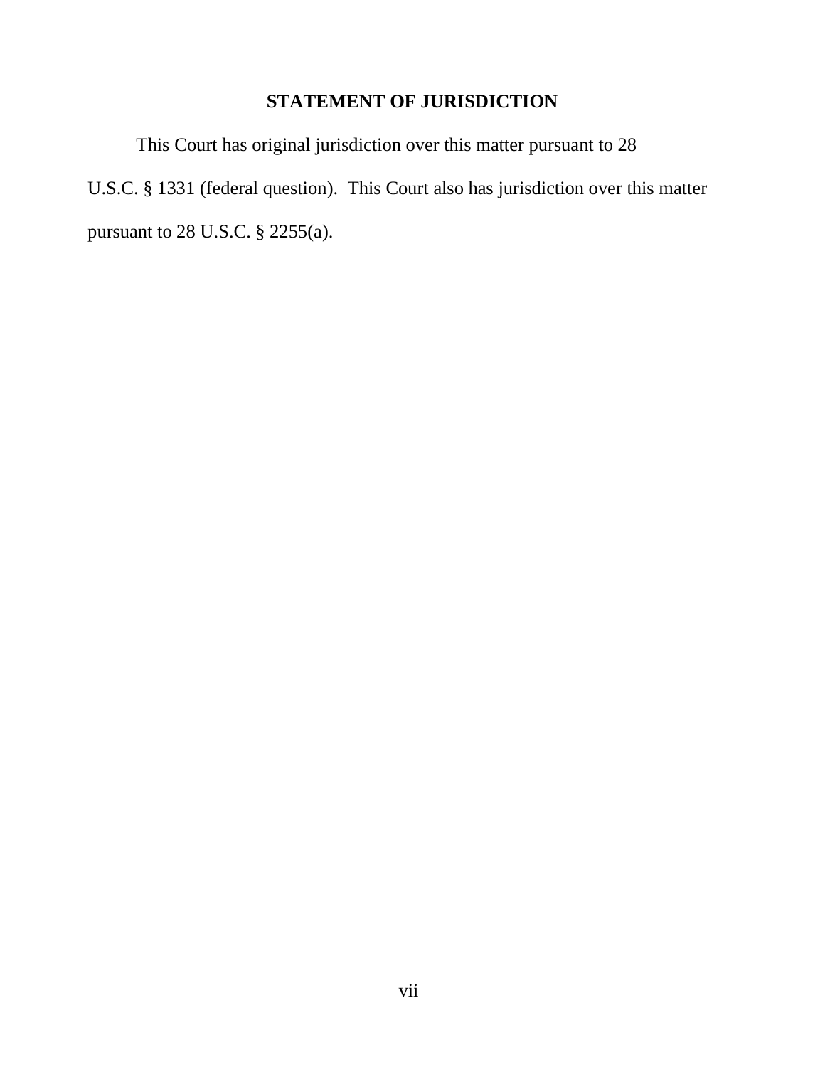## STATEMENT OF JURISDICTION

This Court has original jurisdiction over this matter pursuant to 28 U.S.C. § 1331 (federal question). This Court also has jurisdiction over this matter pursuant to 28 U.S.C. § 2255(a).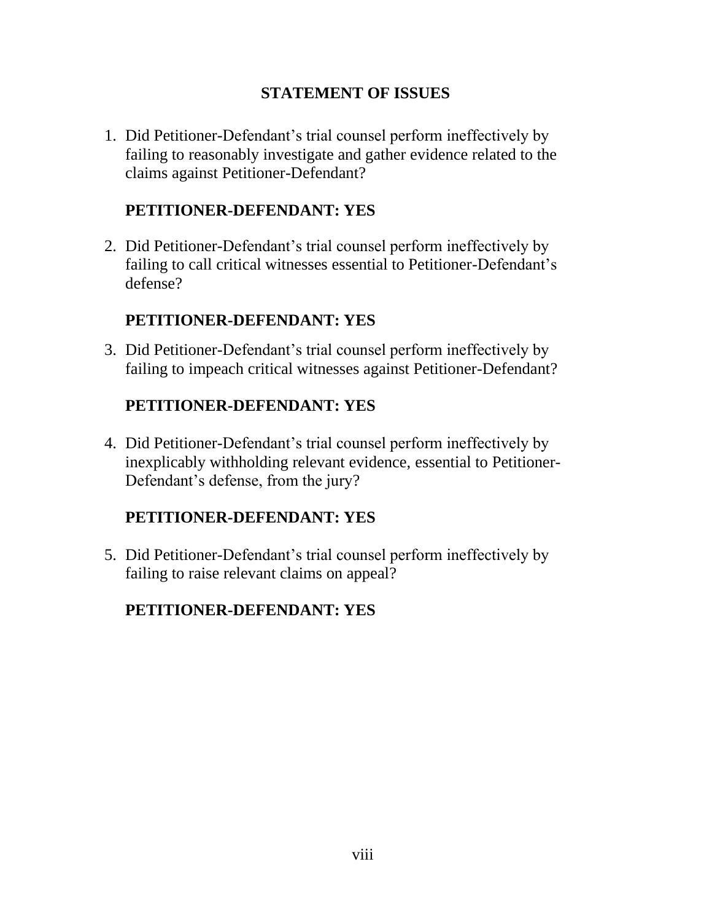## STATEMENT OF ISSUES

1. Did Petitioner-Defendant's trial counsel perform ineffectively by failing to reasonably investigate and gather evidence related to the claims against Petitioner-Defendant?

   **PETITIONER-DEFENDANT: YES**

2. Did Petitioner-Defendant's trial counsel perform ineffectively by failing to call critical witnesses essential to Petitioner-Defendant's defense?

   **PETITIONER-DEFENDANT: YES**

3. Did Petitioner-Defendant's trial counsel perform ineffectively by failing to impeach critical witnesses against Petitioner-Defendant?

   **PETITIONER-DEFENDANT: YES**

4. Did Petitioner-Defendant's trial counsel perform ineffectively by inexplicably withholding relevant evidence, essential to Petitioner-Defendant's defense, from the jury?

   **PETITIONER-DEFENDANT: YES**

5. Did Petitioner-Defendant's trial counsel perform ineffectively by failing to raise relevant claims on appeal?

   **PETITIONER-DEFENDANT: YES**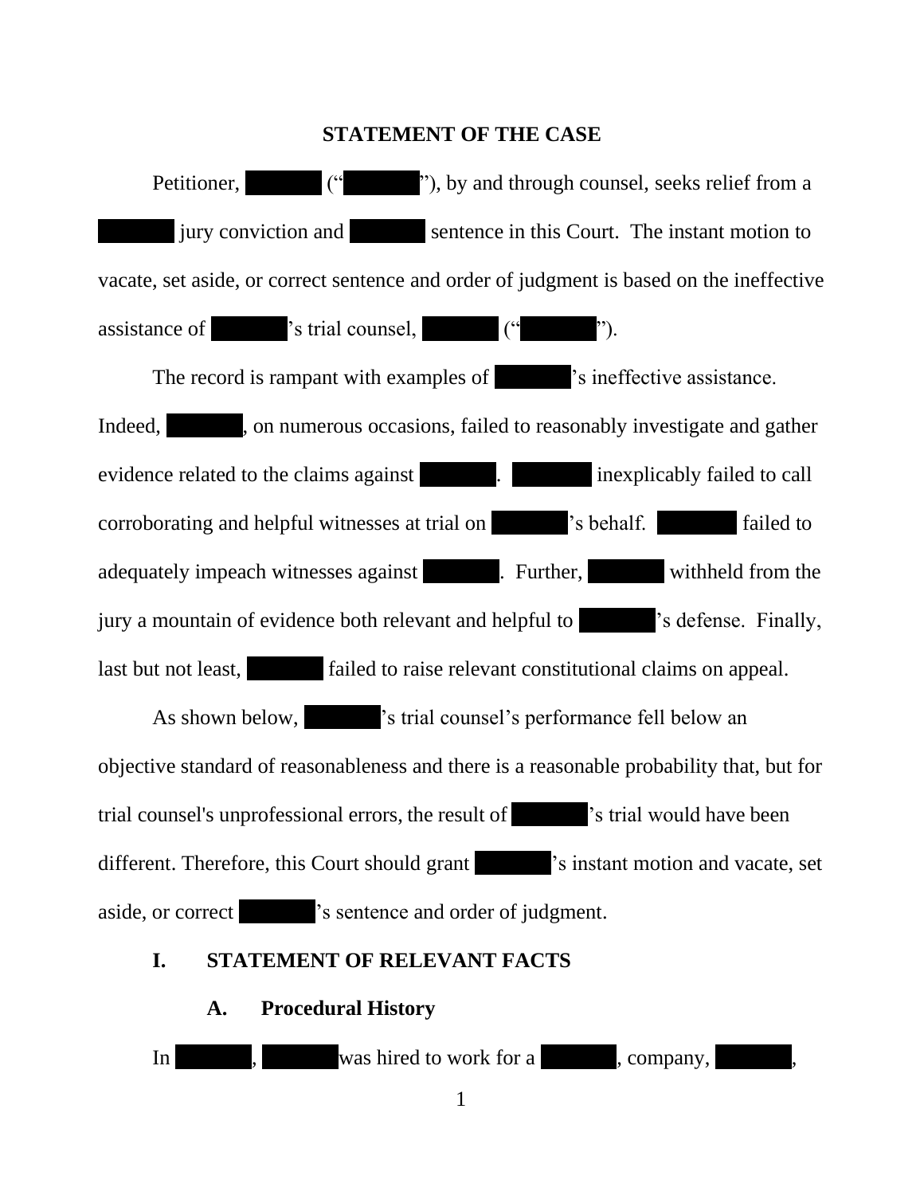## STATEMENT OF THE CASE

Petitioner, ██████ ("██████"), by and through counsel, seeks relief from a ██████ jury conviction and ██████ sentence in this Court. The instant motion to vacate, set aside, or correct sentence and order of judgment is based on the ineffective assistance of ██████'s trial counsel, ██████ ("██████").

The record is rampant with examples of ██████'s ineffective assistance. Indeed, ██████, on numerous occasions, failed to reasonably investigate and gather evidence related to the claims against ██████. ██████ inexplicably failed to call corroborating and helpful witnesses at trial on ██████'s behalf. ██████ failed to adequately impeach witnesses against ██████. Further, ██████ withheld from the jury a mountain of evidence both relevant and helpful to ██████'s defense. Finally, last but not least, ██████ failed to raise relevant constitutional claims on appeal.

As shown below, ██████'s trial counsel's performance fell below an objective standard of reasonableness and there is a reasonable probability that, but for trial counsel's unprofessional errors, the result of ██████'s trial would have been different. Therefore, this Court should grant ██████'s instant motion and vacate, set aside, or correct ██████'s sentence and order of judgment.

### I. STATEMENT OF RELEVANT FACTS

#### A. Procedural History

In ██████, ██████ was hired to work for a ██████, company, ██████,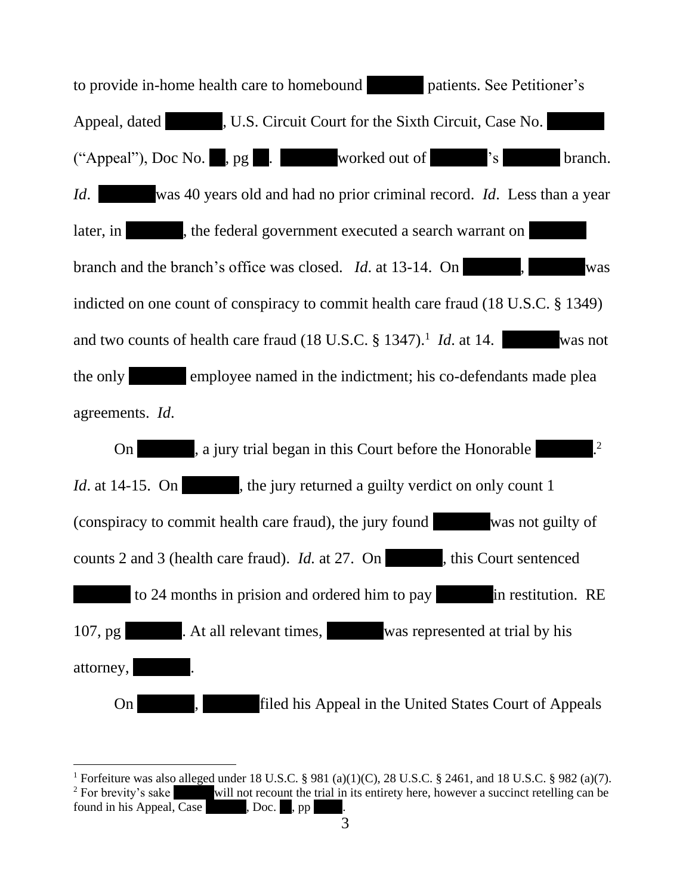to provide in-home health care to homebound ██████ patients. See Petitioner's Appeal, dated ██████, U.S. Circuit Court for the Sixth Circuit, Case No. ██████ ("Appeal"), Doc No. ██, pg ██. ██████ worked out of ██████'s ██████ branch. *Id*. ██████ was 40 years old and had no prior criminal record. *Id*. Less than a year later, in ██████, the federal government executed a search warrant on ██████ branch and the branch's office was closed. *Id*. at 13-14. On ██████, ██████ was indicted on one count of conspiracy to commit health care fraud (18 U.S.C. § 1349) and two counts of health care fraud (18 U.S.C. § 1347).[1] *Id*. at 14. ██████ was not the only ██████ employee named in the indictment; his co-defendants made plea agreements. *Id*.

On ██████, a jury trial began in this Court before the Honorable ██████.[2] *Id*. at 14-15. On ██████, the jury returned a guilty verdict on only count 1 (conspiracy to commit health care fraud), the jury found ██████ was not guilty of counts 2 and 3 (health care fraud). *Id.* at 27. On ██████, this Court sentenced ██████ to 24 months in prision and ordered him to pay ██████ in restitution. RE 107, pg ██████. At all relevant times, ██████ was represented at trial by his attorney, ██████.

On ██████, ██████ filed his Appeal in the United States Court of Appeals

---

[1] Forfeiture was also alleged under 18 U.S.C. § 981 (a)(1)(C), 28 U.S.C. § 2461, and 18 U.S.C. § 982 (a)(7).

[2] For brevity's sake ██████ will not recount the trial in its entirety here, however a succinct retelling can be found in his Appeal, Case ██████, Doc. ██, pp ████.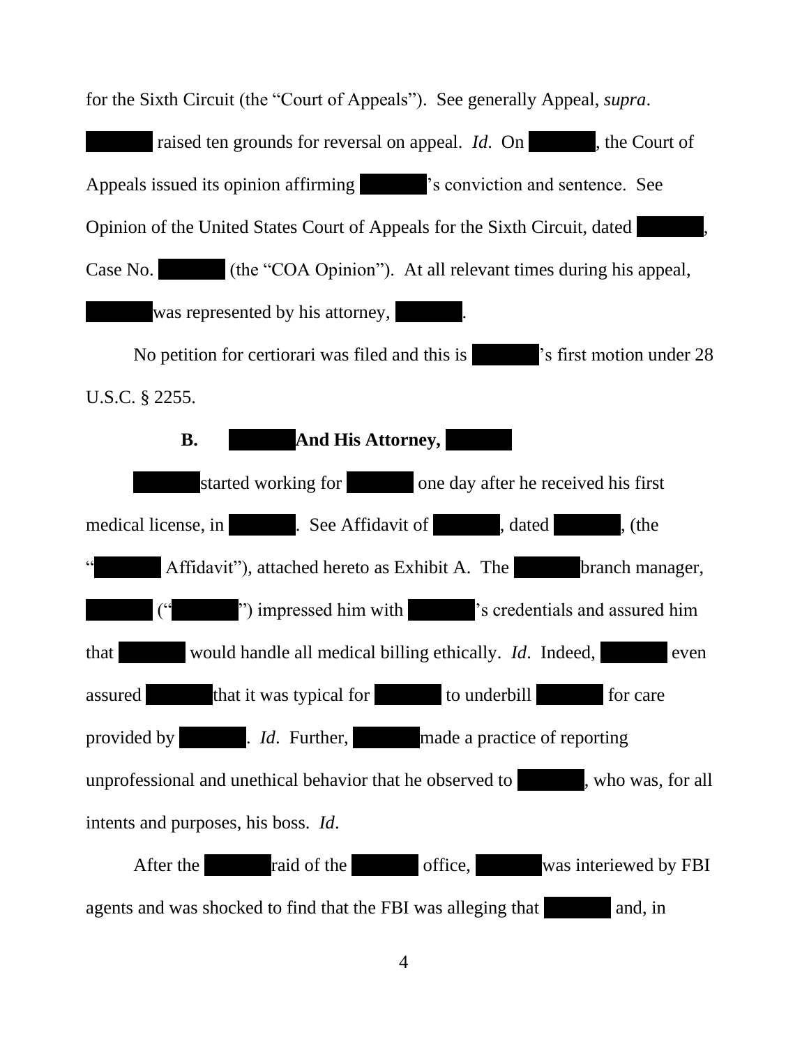for the Sixth Circuit (the "Court of Appeals"). See generally Appeal, *supra*.

██████ raised ten grounds for reversal on appeal. *Id*. On ██████, the Court of Appeals issued its opinion affirming ██████'s conviction and sentence. See Opinion of the United States Court of Appeals for the Sixth Circuit, dated ██████, Case No. ██████ (the "COA Opinion"). At all relevant times during his appeal, ██████ was represented by his attorney, ██████.

No petition for certiorari was filed and this is ██████'s first motion under 28 U.S.C. § 2255.

### B. ██████ And His Attorney, ██████

██████ started working for ██████ one day after he received his first medical license, in ██████. See Affidavit of ██████, dated ██████, (the "██████ Affidavit"), attached hereto as Exhibit A. The ██████ branch manager, ██████ ("██████") impressed him with ██████'s credentials and assured him that ██████ would handle all medical billing ethically. *Id*. Indeed, ██████ even assured ██████ that it was typical for ██████ to underbill ██████ for care provided by ██████. *Id*. Further, ██████ made a practice of reporting unprofessional and unethical behavior that he observed to ██████, who was, for all intents and purposes, his boss. *Id*.

After the ██████ raid of the ██████ office, ██████ was interiewed by FBI agents and was shocked to find that the FBI was alleging that ██████ and, in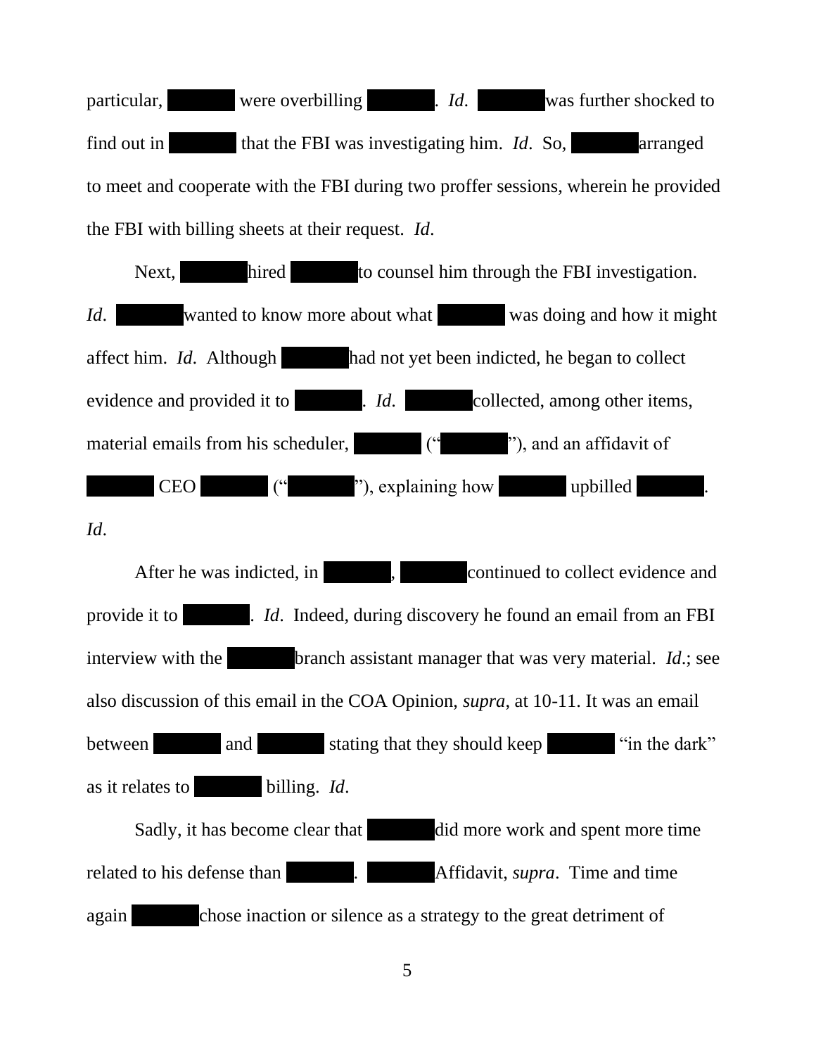particular, ██████ were overbilling ██████. *Id*. ██████ was further shocked to find out in ██████ that the FBI was investigating him. *Id*. So, ██████ arranged to meet and cooperate with the FBI during two proffer sessions, wherein he provided the FBI with billing sheets at their request. *Id*.

Next, ██████ hired ██████ to counsel him through the FBI investigation. *Id*. ██████ wanted to know more about what ██████ was doing and how it might affect him. *Id*. Although ██████ had not yet been indicted, he began to collect evidence and provided it to ██████. *Id*. ██████ collected, among other items, material emails from his scheduler, ██████ ("██████"), and an affidavit of ██████ CEO ██████ ("██████"), explaining how ██████ upbilled ██████. *Id*.

After he was indicted, in ██████, ██████ continued to collect evidence and provide it to ██████. *Id*. Indeed, during discovery he found an email from an FBI interview with the ██████ branch assistant manager that was very material. *Id*.; see also discussion of this email in the COA Opinion, *supra*, at 10-11. It was an email between ██████ and ██████ stating that they should keep ██████ "in the dark" as it relates to ██████ billing. *Id*.

Sadly, it has become clear that ██████ did more work and spent more time related to his defense than ██████. ██████ Affidavit, *supra*. Time and time again ██████ chose inaction or silence as a strategy to the great detriment of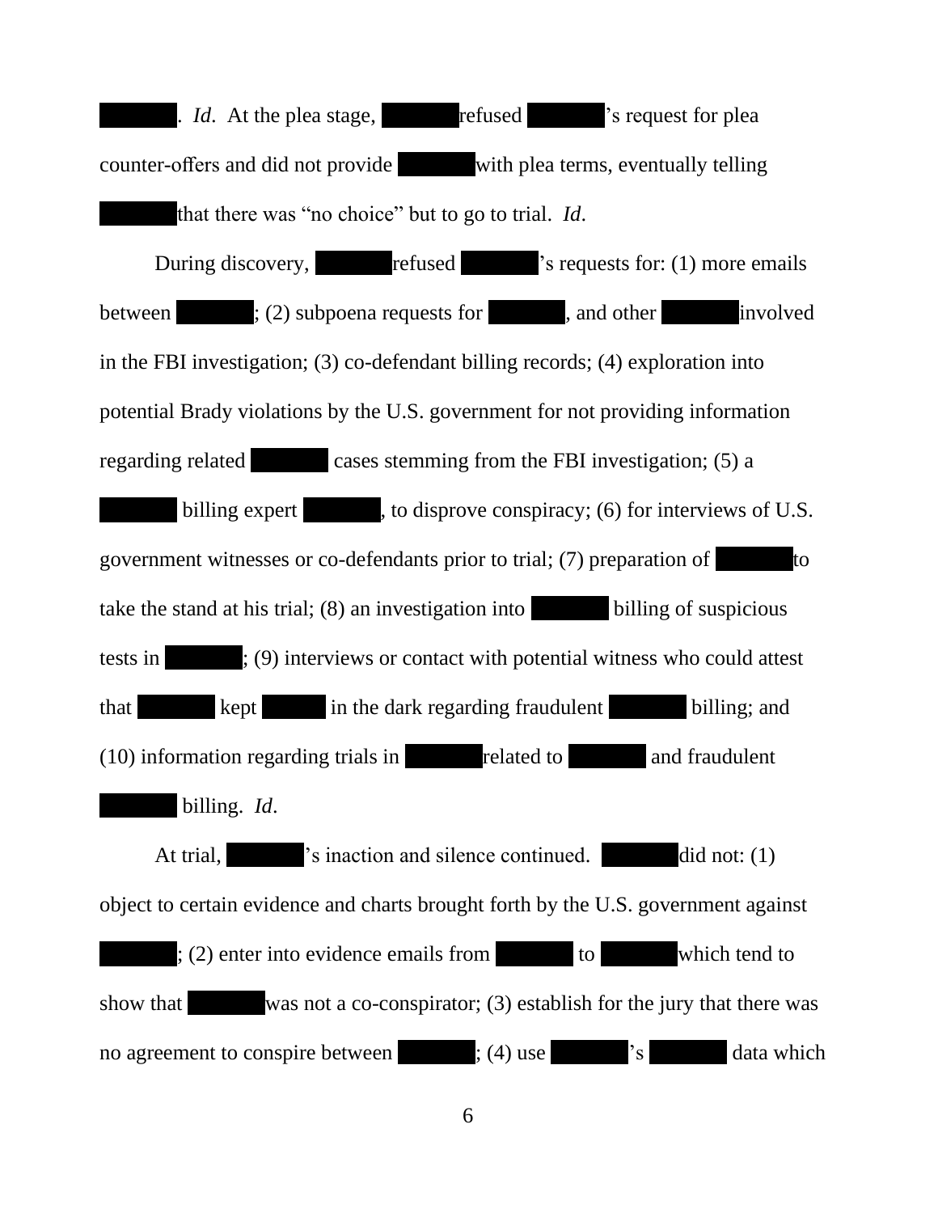. *Id*. At the plea stage, refused 's request for plea counter-offers and did not provide with plea terms, eventually telling that there was "no choice" but to go to trial. *Id*.

During discovery, refused 's requests for: (1) more emails between ; (2) subpoena requests for , and other involved in the FBI investigation; (3) co-defendant billing records; (4) exploration into potential Brady violations by the U.S. government for not providing information regarding related cases stemming from the FBI investigation; (5) a billing expert , to disprove conspiracy; (6) for interviews of U.S. government witnesses or co-defendants prior to trial; (7) preparation of to take the stand at his trial; (8) an investigation into billing of suspicious tests in ; (9) interviews or contact with potential witness who could attest that kept in the dark regarding fraudulent billing; and (10) information regarding trials in related to and fraudulent billing. *Id*.

At trial, 's inaction and silence continued. did not: (1) object to certain evidence and charts brought forth by the U.S. government against ; (2) enter into evidence emails from to which tend to show that was not a co-conspirator; (3) establish for the jury that there was no agreement to conspire between ; (4) use 's data which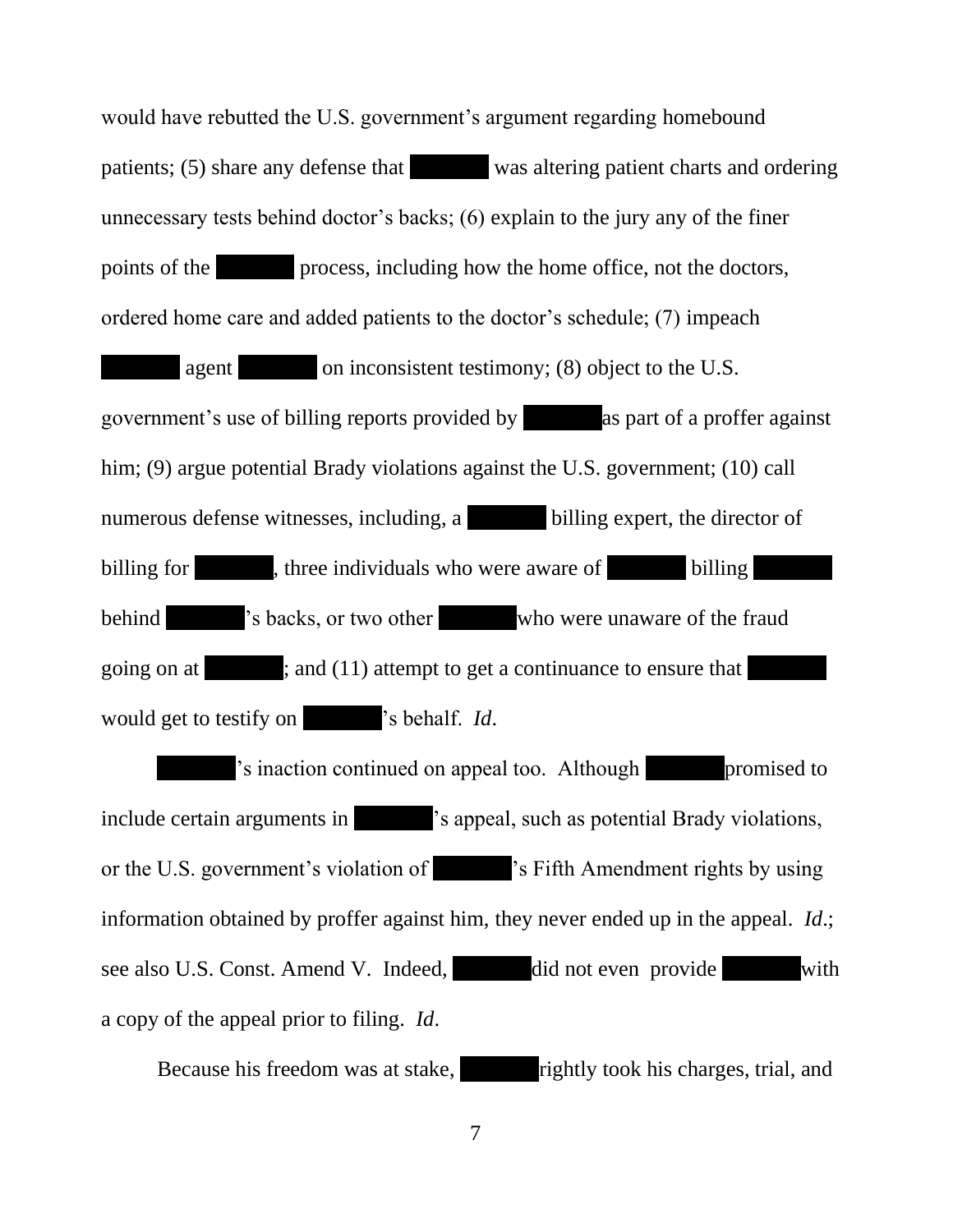would have rebutted the U.S. government's argument regarding homebound patients; (5) share any defense that [REDACTED] was altering patient charts and ordering unnecessary tests behind doctor's backs; (6) explain to the jury any of the finer points of the [REDACTED] process, including how the home office, not the doctors, ordered home care and added patients to the doctor's schedule; (7) impeach [REDACTED] agent [REDACTED] on inconsistent testimony; (8) object to the U.S. government's use of billing reports provided by [REDACTED] as part of a proffer against him; (9) argue potential Brady violations against the U.S. government; (10) call numerous defense witnesses, including, a [REDACTED] billing expert, the director of billing for [REDACTED], three individuals who were aware of [REDACTED] billing [REDACTED] behind [REDACTED]'s backs, or two other [REDACTED] who were unaware of the fraud going on at [REDACTED]; and (11) attempt to get a continuance to ensure that [REDACTED] would get to testify on [REDACTED]'s behalf. *Id*.

[REDACTED]'s inaction continued on appeal too. Although [REDACTED] promised to include certain arguments in [REDACTED]'s appeal, such as potential Brady violations, or the U.S. government's violation of [REDACTED]'s Fifth Amendment rights by using information obtained by proffer against him, they never ended up in the appeal. *Id*.; see also U.S. Const. Amend V. Indeed, [REDACTED] did not even provide [REDACTED] with a copy of the appeal prior to filing. *Id*.

Because his freedom was at stake, [REDACTED] rightly took his charges, trial, and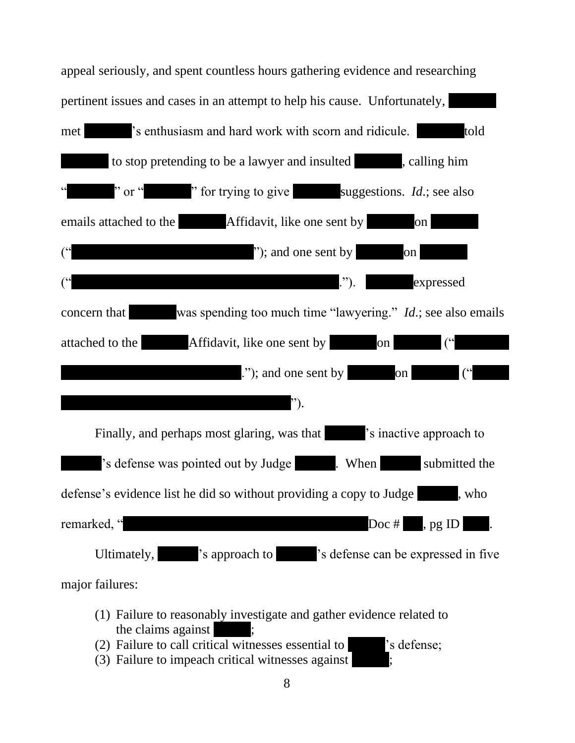appeal seriously, and spent countless hours gathering evidence and researching pertinent issues and cases in an attempt to help his cause. Unfortunately, ██████ met ██████'s enthusiasm and hard work with scorn and ridicule. ██████ told ██████ to stop pretending to be a lawyer and insulted ██████, calling him "██████" or "██████" for trying to give ██████ suggestions. *Id.*; see also emails attached to the ██████ Affidavit, like one sent by ██████ on ██████ ("██████████████████████"); and one sent by ██████ on ██████ ("██████████████████████████████."). ██████ expressed concern that ██████ was spending too much time "lawyering." *Id.*; see also emails attached to the ██████ Affidavit, like one sent by ██████ on ██████ ("██████ ██████████████████████."); and one sent by ██████ on ██████ ("██████ ██████████████████████████").

Finally, and perhaps most glaring, was that ██████'s inactive approach to ██████'s defense was pointed out by Judge ██████. When ██████ submitted the defense's evidence list he did so without providing a copy to Judge ██████, who remarked, "██████████████████████████████ Doc # ███, pg ID ███.

Ultimately, ██████'s approach to ██████'s defense can be expressed in five major failures:

(1) Failure to reasonably investigate and gather evidence related to the claims against ██████;
(2) Failure to call critical witnesses essential to ██████'s defense;
(3) Failure to impeach critical witnesses against ██████;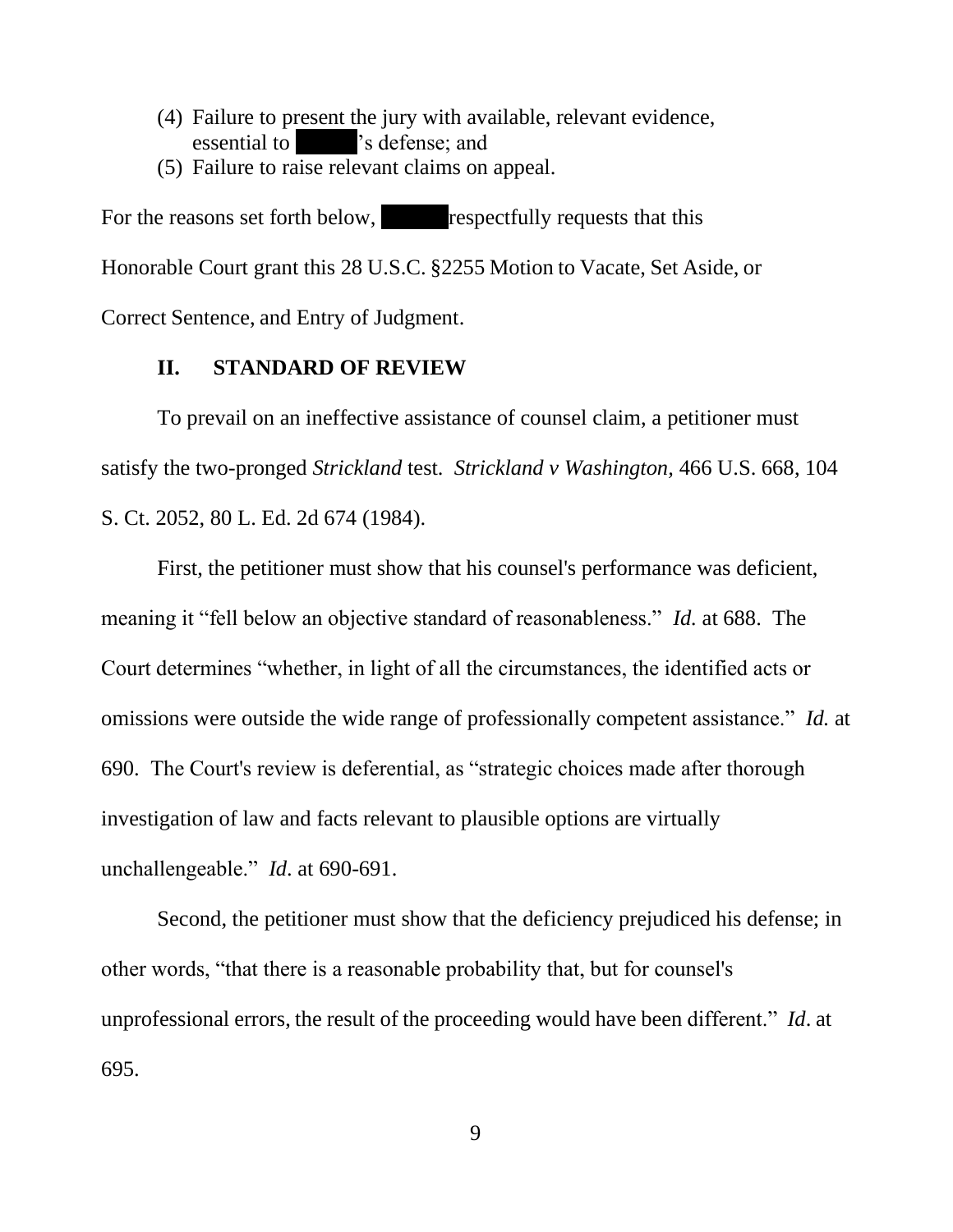(4) Failure to present the jury with available, relevant evidence, essential to ██████'s defense; and
(5) Failure to raise relevant claims on appeal.

For the reasons set forth below, ██████ respectfully requests that this Honorable Court grant this 28 U.S.C. §2255 Motion to Vacate, Set Aside, or Correct Sentence, and Entry of Judgment.

## II. STANDARD OF REVIEW

To prevail on an ineffective assistance of counsel claim, a petitioner must satisfy the two-pronged *Strickland* test. *Strickland v Washington,* 466 U.S. 668, 104 S. Ct. 2052, 80 L. Ed. 2d 674 (1984).

First, the petitioner must show that his counsel's performance was deficient, meaning it "fell below an objective standard of reasonableness." *Id.* at 688. The Court determines "whether, in light of all the circumstances, the identified acts or omissions were outside the wide range of professionally competent assistance." *Id.* at 690. The Court's review is deferential, as "strategic choices made after thorough investigation of law and facts relevant to plausible options are virtually unchallengeable." *Id*. at 690-691.

Second, the petitioner must show that the deficiency prejudiced his defense; in other words, "that there is a reasonable probability that, but for counsel's unprofessional errors, the result of the proceeding would have been different." *Id*. at 695.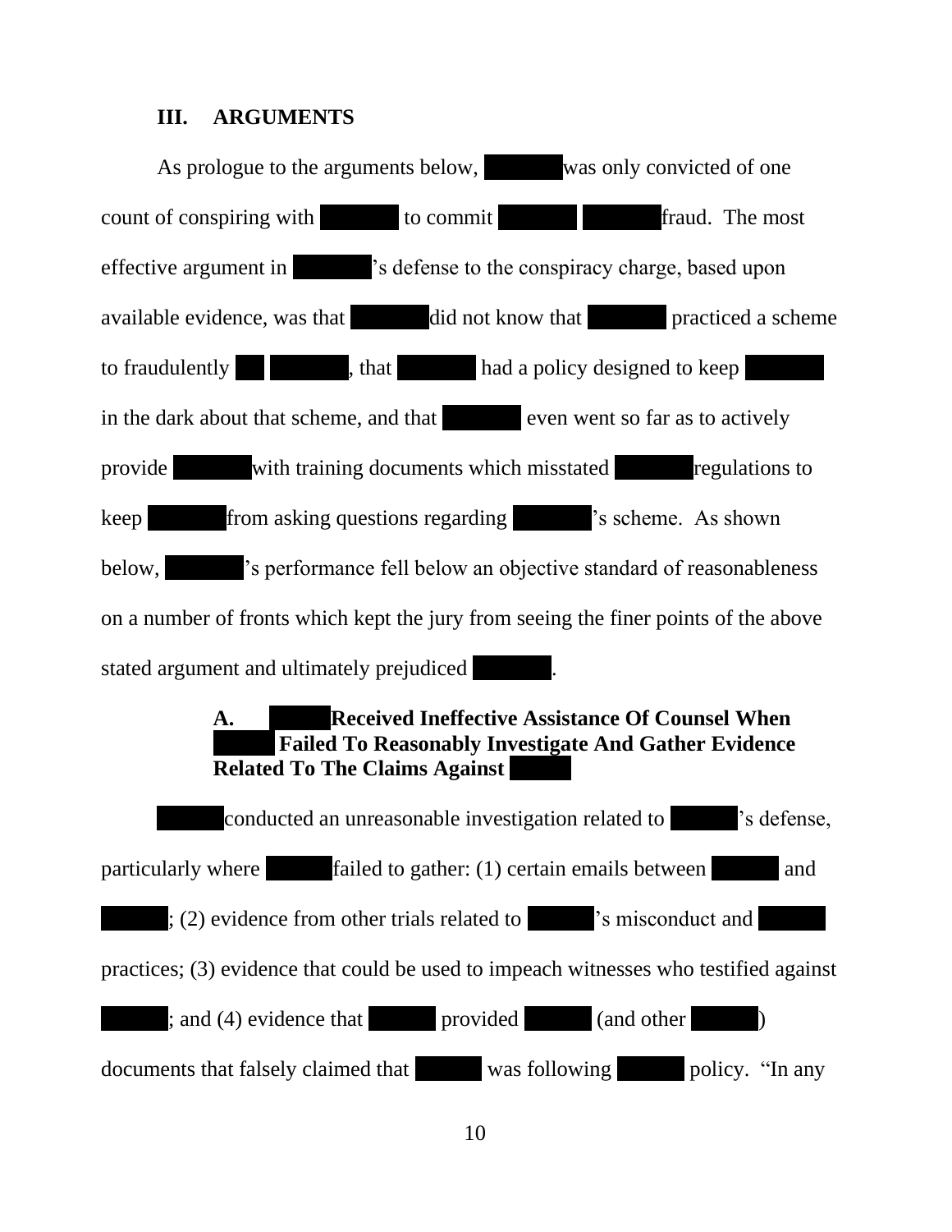## III. ARGUMENTS

As prologue to the arguments below, [REDACTED] was only convicted of one count of conspiring with [REDACTED] to commit [REDACTED] [REDACTED] fraud. The most effective argument in [REDACTED]'s defense to the conspiracy charge, based upon available evidence, was that [REDACTED] did not know that [REDACTED] practiced a scheme to fraudulently [REDACTED] [REDACTED], that [REDACTED] had a policy designed to keep [REDACTED] in the dark about that scheme, and that [REDACTED] even went so far as to actively provide [REDACTED] with training documents which misstated [REDACTED] regulations to keep [REDACTED] from asking questions regarding [REDACTED]'s scheme. As shown below, [REDACTED]'s performance fell below an objective standard of reasonableness on a number of fronts which kept the jury from seeing the finer points of the above stated argument and ultimately prejudiced [REDACTED].

### A. [REDACTED] Received Ineffective Assistance Of Counsel When [REDACTED] Failed To Reasonably Investigate And Gather Evidence Related To The Claims Against [REDACTED]

[REDACTED] conducted an unreasonable investigation related to [REDACTED]'s defense, particularly where [REDACTED] failed to gather: (1) certain emails between [REDACTED] and [REDACTED]; (2) evidence from other trials related to [REDACTED]'s misconduct and [REDACTED] practices; (3) evidence that could be used to impeach witnesses who testified against [REDACTED]; and (4) evidence that [REDACTED] provided [REDACTED] (and other [REDACTED]) documents that falsely claimed that [REDACTED] was following [REDACTED] policy. "In any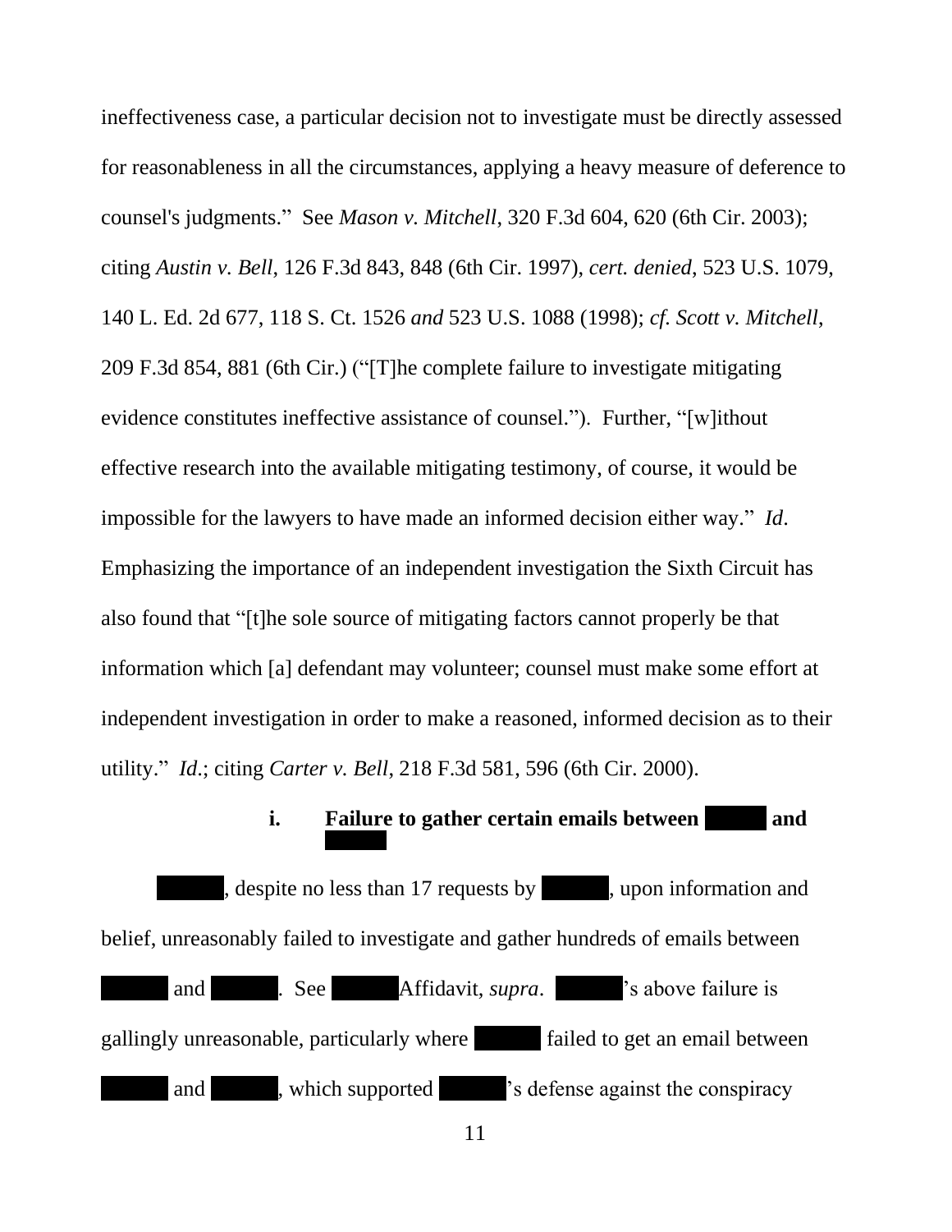ineffectiveness case, a particular decision not to investigate must be directly assessed for reasonableness in all the circumstances, applying a heavy measure of deference to counsel's judgments." See *Mason v. Mitchell*, 320 F.3d 604, 620 (6th Cir. 2003); citing *Austin v. Bell*, 126 F.3d 843, 848 (6th Cir. 1997), *cert. denied*, 523 U.S. 1079, 140 L. Ed. 2d 677, 118 S. Ct. 1526 *and* 523 U.S. 1088 (1998); *cf. Scott v. Mitchell*, 209 F.3d 854, 881 (6th Cir.) ("[T]he complete failure to investigate mitigating evidence constitutes ineffective assistance of counsel."). Further, "[w]ithout effective research into the available mitigating testimony, of course, it would be impossible for the lawyers to have made an informed decision either way." *Id*. Emphasizing the importance of an independent investigation the Sixth Circuit has also found that "[t]he sole source of mitigating factors cannot properly be that information which [a] defendant may volunteer; counsel must make some effort at independent investigation in order to make a reasoned, informed decision as to their utility." *Id*.; citing *Carter v. Bell*, 218 F.3d 581, 596 (6th Cir. 2000).

**i. Failure to gather certain emails between ████ and ████**

████, despite no less than 17 requests by ████, upon information and belief, unreasonably failed to investigate and gather hundreds of emails between ████ and ████. See ████ Affidavit, *supra*. ████'s above failure is gallingly unreasonable, particularly where ████ failed to get an email between ████ and ████, which supported ████'s defense against the conspiracy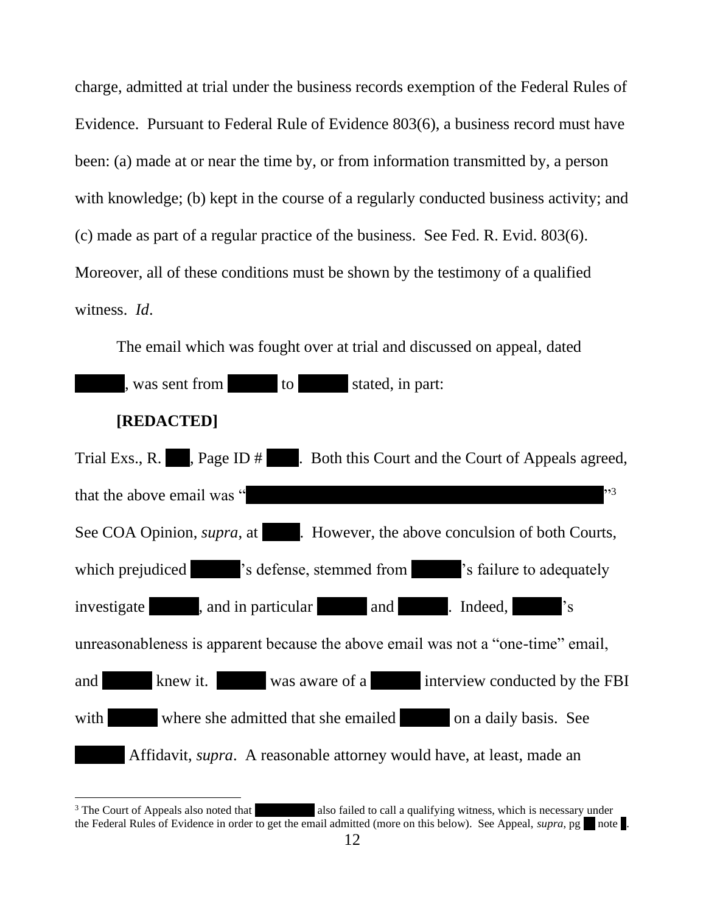charge, admitted at trial under the business records exemption of the Federal Rules of Evidence. Pursuant to Federal Rule of Evidence 803(6), a business record must have been: (a) made at or near the time by, or from information transmitted by, a person with knowledge; (b) kept in the course of a regularly conducted business activity; and (c) made as part of a regular practice of the business. See Fed. R. Evid. 803(6). Moreover, all of these conditions must be shown by the testimony of a qualified witness. *Id*.

The email which was fought over at trial and discussed on appeal, dated [REDACTED], was sent from [REDACTED] to [REDACTED] stated, in part:

**[REDACTED]**

Trial Exs., R. [REDACTED], Page ID # [REDACTED]. Both this Court and the Court of Appeals agreed, that the above email was "[REDACTED]"[3] See COA Opinion, *supra*, at [REDACTED]. However, the above conculsion of both Courts, which prejudiced [REDACTED]'s defense, stemmed from [REDACTED]'s failure to adequately investigate [REDACTED], and in particular [REDACTED] and [REDACTED]. Indeed, [REDACTED]'s unreasonableness is apparent because the above email was not a "one-time" email, and [REDACTED] knew it. [REDACTED] was aware of a [REDACTED] interview conducted by the FBI with [REDACTED] where she admitted that she emailed [REDACTED] on a daily basis. See [REDACTED] Affidavit, *supra*. A reasonable attorney would have, at least, made an

---

[3] The Court of Appeals also noted that [REDACTED] also failed to call a qualifying witness, which is necessary under the Federal Rules of Evidence in order to get the email admitted (more on this below). See Appeal, *supra*, pg [REDACTED] note [REDACTED].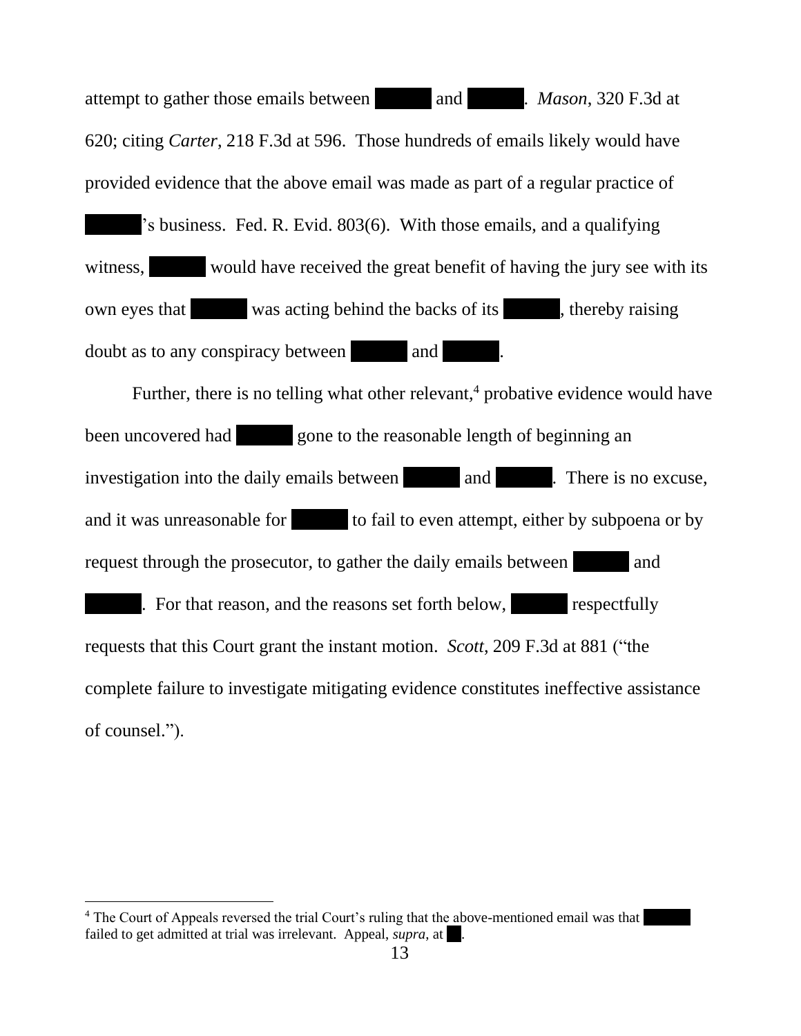attempt to gather those emails between ██████ and ██████. *Mason*, 320 F.3d at 620; citing *Carter*, 218 F.3d at 596. Those hundreds of emails likely would have provided evidence that the above email was made as part of a regular practice of ██████'s business. Fed. R. Evid. 803(6). With those emails, and a qualifying witness, ██████ would have received the great benefit of having the jury see with its own eyes that ██████ was acting behind the backs of its ██████, thereby raising doubt as to any conspiracy between ██████ and ██████.

Further, there is no telling what other relevant,[4] probative evidence would have been uncovered had ██████ gone to the reasonable length of beginning an investigation into the daily emails between ██████ and ██████. There is no excuse, and it was unreasonable for ██████ to fail to even attempt, either by subpoena or by request through the prosecutor, to gather the daily emails between ██████ and ██████. For that reason, and the reasons set forth below, ██████ respectfully requests that this Court grant the instant motion. *Scott*, 209 F.3d at 881 ("the complete failure to investigate mitigating evidence constitutes ineffective assistance of counsel.").

[4] The Court of Appeals reversed the trial Court's ruling that the above-mentioned email was that ██████ failed to get admitted at trial was irrelevant. Appeal, *supra*, at ██.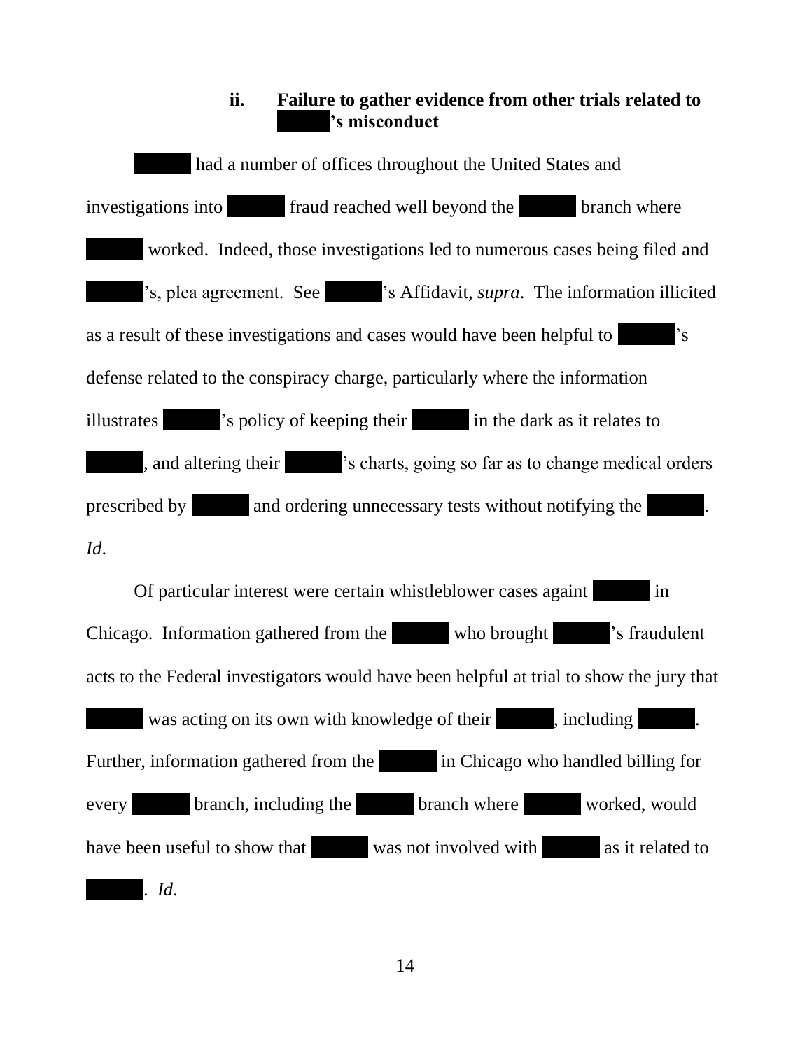### ii. Failure to gather evidence from other trials related to ██████'s misconduct

██████ had a number of offices throughout the United States and investigations into ██████ fraud reached well beyond the ██████ branch where ██████ worked. Indeed, those investigations led to numerous cases being filed and ██████'s, plea agreement. See ██████'s Affidavit, *supra*. The information illicited as a result of these investigations and cases would have been helpful to ██████'s defense related to the conspiracy charge, particularly where the information illustrates ██████'s policy of keeping their ██████ in the dark as it relates to ██████, and altering their ██████'s charts, going so far as to change medical orders prescribed by ██████ and ordering unnecessary tests without notifying the ██████. *Id*.

Of particular interest were certain whistleblower cases againt ██████ in Chicago. Information gathered from the ██████ who brought ██████'s fraudulent acts to the Federal investigators would have been helpful at trial to show the jury that ██████ was acting on its own with knowledge of their ██████, including ██████. Further, information gathered from the ██████ in Chicago who handled billing for every ██████ branch, including the ██████ branch where ██████ worked, would have been useful to show that ██████ was not involved with ██████ as it related to ██████. *Id*.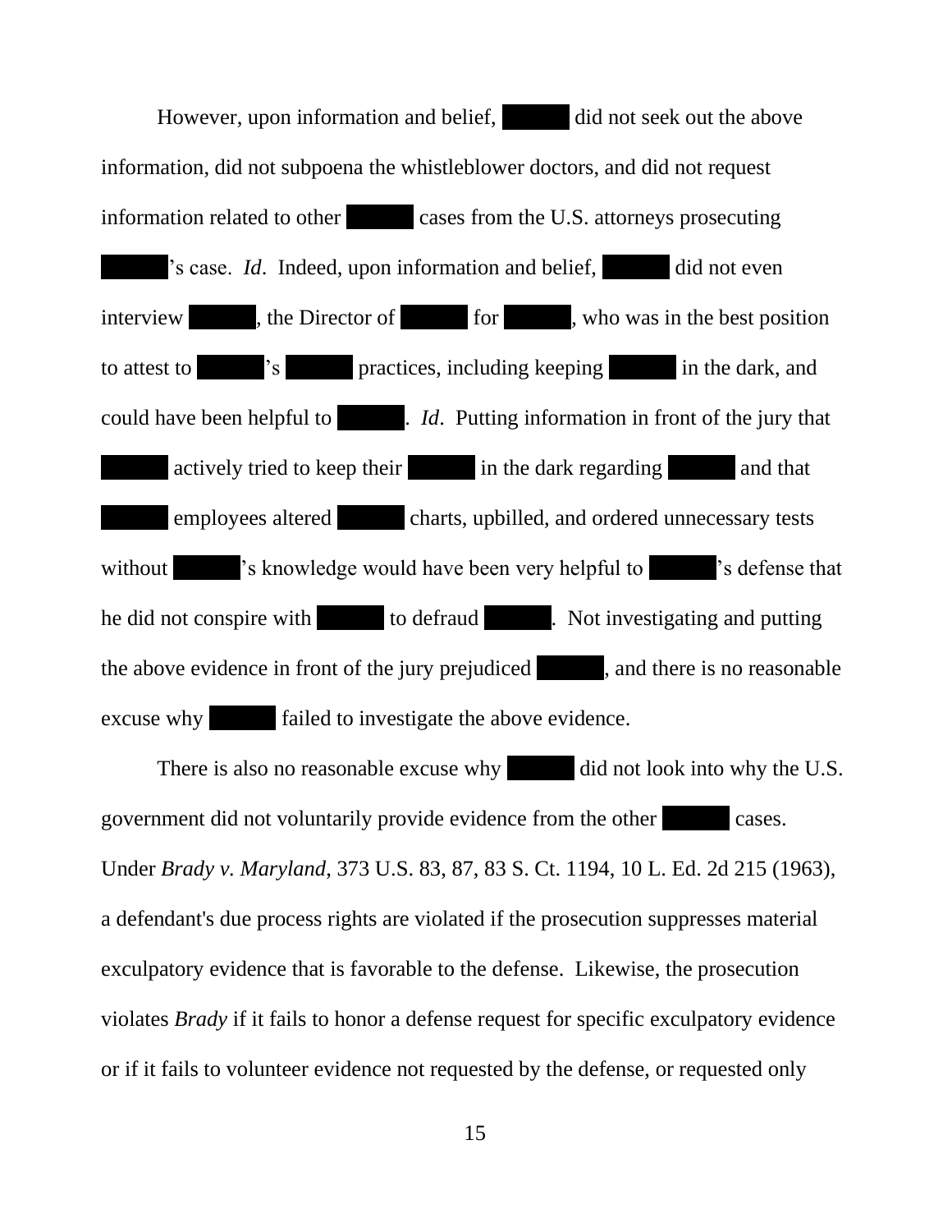However, upon information and belief, ██████ did not seek out the above information, did not subpoena the whistleblower doctors, and did not request information related to other ██████ cases from the U.S. attorneys prosecuting ██████'s case. *Id*. Indeed, upon information and belief, ██████ did not even interview ██████, the Director of ██████ for ██████, who was in the best position to attest to ██████'s ██████ practices, including keeping ██████ in the dark, and could have been helpful to ██████. *Id*. Putting information in front of the jury that ██████ actively tried to keep their ██████ in the dark regarding ██████ and that ██████ employees altered ██████ charts, upbilled, and ordered unnecessary tests without ██████'s knowledge would have been very helpful to ██████'s defense that he did not conspire with ██████ to defraud ██████. Not investigating and putting the above evidence in front of the jury prejudiced ██████, and there is no reasonable excuse why ██████ failed to investigate the above evidence.

There is also no reasonable excuse why ██████ did not look into why the U.S. government did not voluntarily provide evidence from the other ██████ cases. Under *Brady v. Maryland*, 373 U.S. 83, 87, 83 S. Ct. 1194, 10 L. Ed. 2d 215 (1963), a defendant's due process rights are violated if the prosecution suppresses material exculpatory evidence that is favorable to the defense. Likewise, the prosecution violates *Brady* if it fails to honor a defense request for specific exculpatory evidence or if it fails to volunteer evidence not requested by the defense, or requested only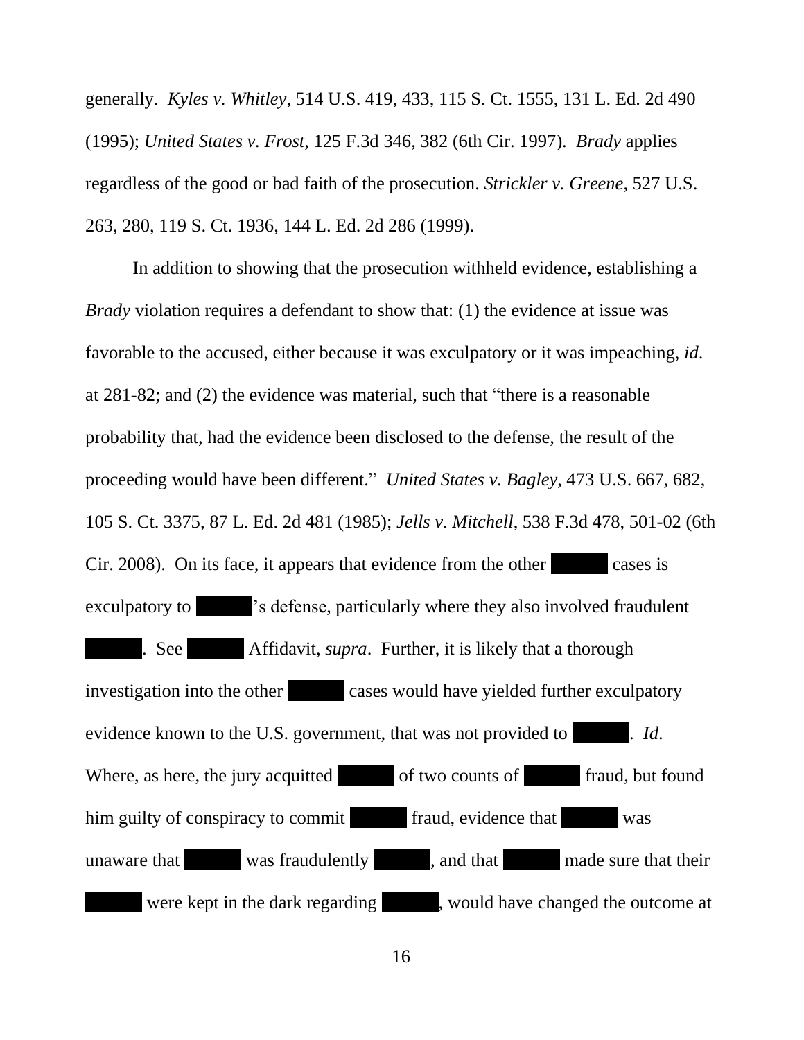generally. *Kyles v. Whitley*, 514 U.S. 419, 433, 115 S. Ct. 1555, 131 L. Ed. 2d 490 (1995); *United States v. Frost*, 125 F.3d 346, 382 (6th Cir. 1997). *Brady* applies regardless of the good or bad faith of the prosecution. *Strickler v. Greene*, 527 U.S. 263, 280, 119 S. Ct. 1936, 144 L. Ed. 2d 286 (1999).

In addition to showing that the prosecution withheld evidence, establishing a *Brady* violation requires a defendant to show that: (1) the evidence at issue was favorable to the accused, either because it was exculpatory or it was impeaching, *id*. at 281-82; and (2) the evidence was material, such that "there is a reasonable probability that, had the evidence been disclosed to the defense, the result of the proceeding would have been different." *United States v. Bagley*, 473 U.S. 667, 682, 105 S. Ct. 3375, 87 L. Ed. 2d 481 (1985); *Jells v. Mitchell*, 538 F.3d 478, 501-02 (6th Cir. 2008). On its face, it appears that evidence from the other ██████ cases is exculpatory to ██████'s defense, particularly where they also involved fraudulent ██████. See ██████ Affidavit, *supra*. Further, it is likely that a thorough investigation into the other ██████ cases would have yielded further exculpatory evidence known to the U.S. government, that was not provided to ██████. *Id*. Where, as here, the jury acquitted ██████ of two counts of ██████ fraud, but found him guilty of conspiracy to commit ██████ fraud, evidence that ██████ was unaware that ██████ was fraudulently ██████, and that ██████ made sure that their ██████ were kept in the dark regarding ██████, would have changed the outcome at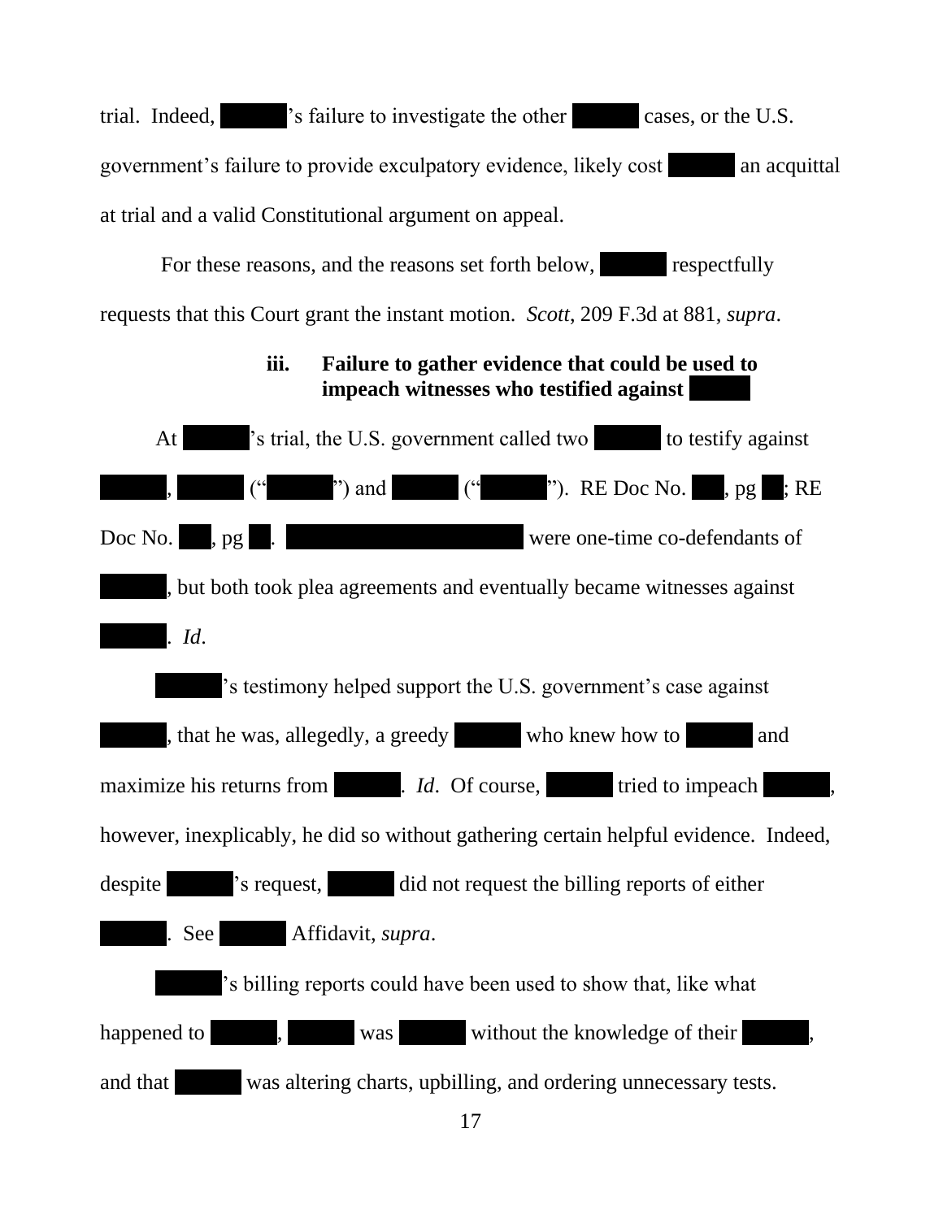trial. Indeed, ██████'s failure to investigate the other ██████ cases, or the U.S. government's failure to provide exculpatory evidence, likely cost ██████ an acquittal at trial and a valid Constitutional argument on appeal.

For these reasons, and the reasons set forth below, ██████ respectfully requests that this Court grant the instant motion. *Scott*, 209 F.3d at 881, *supra*.

**iii. Failure to gather evidence that could be used to impeach witnesses who testified against ██████**

At ██████'s trial, the U.S. government called two ██████ to testify against ██████, ██████ ("██████") and ██████ ("██████"). RE Doc No. ███, pg ██; RE Doc No. ███, pg ██. ████████████████████ were one-time co-defendants of ██████, but both took plea agreements and eventually became witnesses against ██████. *Id*.

██████'s testimony helped support the U.S. government's case against ██████, that he was, allegedly, a greedy ██████ who knew how to ██████ and maximize his returns from ██████. *Id*. Of course, ██████ tried to impeach ██████, however, inexplicably, he did so without gathering certain helpful evidence. Indeed, despite ██████'s request, ██████ did not request the billing reports of either ██████. See ██████ Affidavit, *supra*.

██████'s billing reports could have been used to show that, like what happened to ██████, ██████ was ██████ without the knowledge of their ██████, and that ██████ was altering charts, upbilling, and ordering unnecessary tests.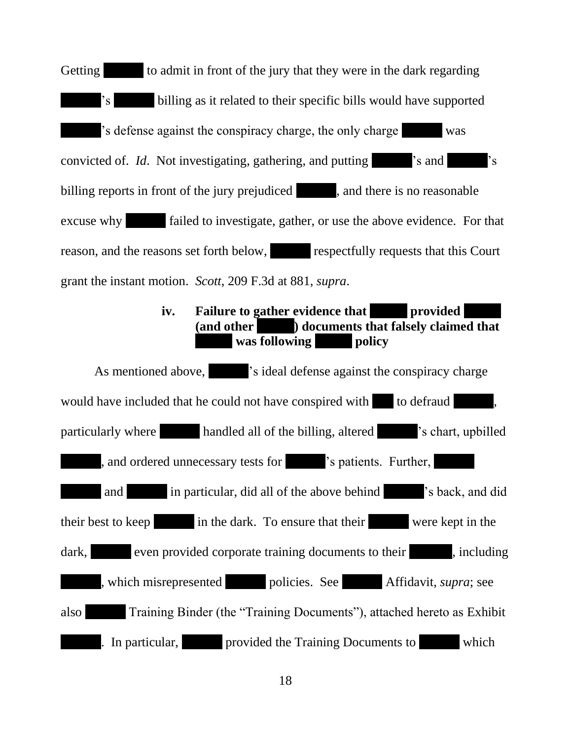Getting ██████ to admit in front of the jury that they were in the dark regarding ██████'s ██████ billing as it related to their specific bills would have supported ██████'s defense against the conspiracy charge, the only charge ██████ was convicted of. *Id*. Not investigating, gathering, and putting ██████'s and ██████'s billing reports in front of the jury prejudiced ██████, and there is no reasonable excuse why ██████ failed to investigate, gather, or use the above evidence. For that reason, and the reasons set forth below, ██████ respectfully requests that this Court grant the instant motion. *Scott*, 209 F.3d at 881, *supra*.

**iv. Failure to gather evidence that ██████ provided ██████ (and other ██████) documents that falsely claimed that ██████ was following ██████ policy**

As mentioned above, ██████'s ideal defense against the conspiracy charge would have included that he could not have conspired with ███ to defraud ██████, particularly where ██████ handled all of the billing, altered ██████'s chart, upbilled ██████, and ordered unnecessary tests for ██████'s patients. Further, ██████ ██████ and ██████ in particular, did all of the above behind ██████'s back, and did their best to keep ██████ in the dark. To ensure that their ██████ were kept in the dark, ██████ even provided corporate training documents to their ██████, including ██████, which misrepresented ██████ policies. See ██████ Affidavit, *supra*; see also ██████ Training Binder (the "Training Documents"), attached hereto as Exhibit ██████. In particular, ██████ provided the Training Documents to ██████ which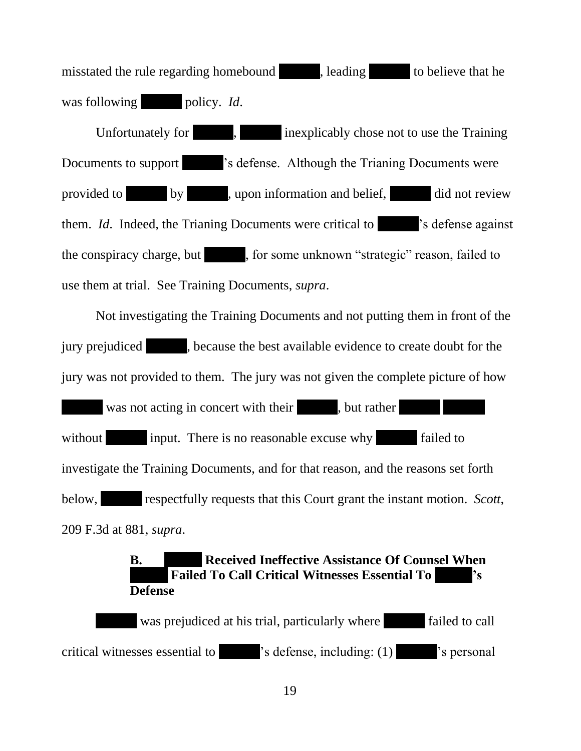misstated the rule regarding homebound ███, leading ███ to believe that he was following ███ policy. *Id*.

Unfortunately for ███, ███ inexplicably chose not to use the Training Documents to support ███'s defense. Although the Trianing Documents were provided to ███ by ███, upon information and belief, ███ did not review them. *Id*. Indeed, the Trianing Documents were critical to ███'s defense against the conspiracy charge, but ███, for some unknown "strategic" reason, failed to use them at trial. See Training Documents, *supra*.

Not investigating the Training Documents and not putting them in front of the jury prejudiced ███, because the best available evidence to create doubt for the jury was not provided to them. The jury was not given the complete picture of how ███ was not acting in concert with their ███, but rather ███ ███ without ███ input. There is no reasonable excuse why ███ failed to investigate the Training Documents, and for that reason, and the reasons set forth below, ███ respectfully requests that this Court grant the instant motion. *Scott*, 209 F.3d at 881, *supra*.

### B. ███ Received Ineffective Assistance Of Counsel When ███ Failed To Call Critical Witnesses Essential To ███'s Defense

███ was prejudiced at his trial, particularly where ███ failed to call critical witnesses essential to ███'s defense, including: (1) ███'s personal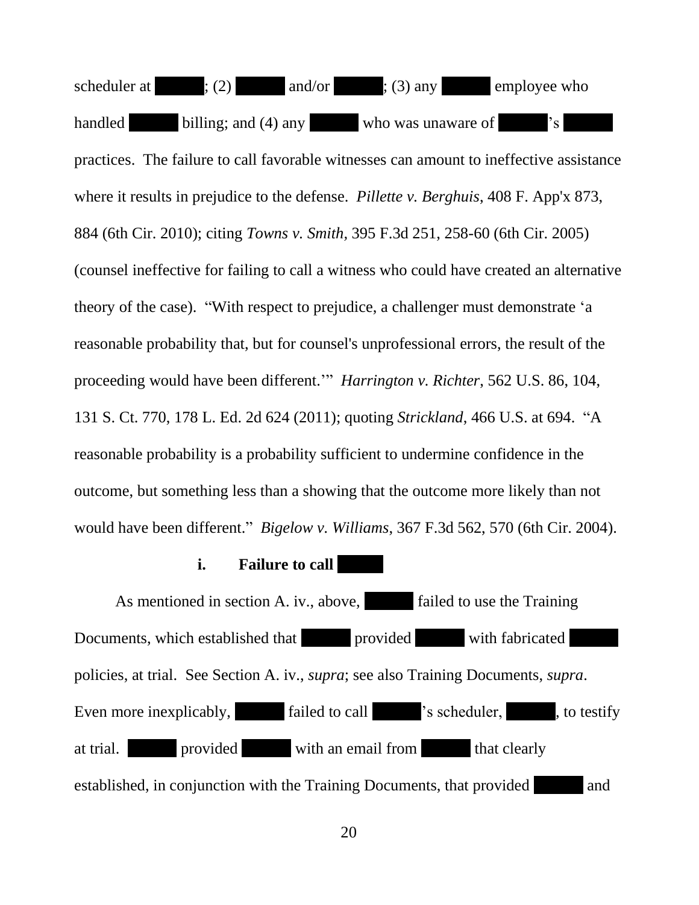scheduler at ████; (2) ████ and/or ████; (3) any ████ employee who handled ████ billing; and (4) any ████ who was unaware of ████'s ████ practices. The failure to call favorable witnesses can amount to ineffective assistance where it results in prejudice to the defense. *Pillette v. Berghuis*, 408 F. App'x 873, 884 (6th Cir. 2010); citing *Towns v. Smith*, 395 F.3d 251, 258-60 (6th Cir. 2005) (counsel ineffective for failing to call a witness who could have created an alternative theory of the case). "With respect to prejudice, a challenger must demonstrate 'a reasonable probability that, but for counsel's unprofessional errors, the result of the proceeding would have been different.'" *Harrington v. Richter*, 562 U.S. 86, 104, 131 S. Ct. 770, 178 L. Ed. 2d 624 (2011); quoting *Strickland*, 466 U.S. at 694. "A reasonable probability is a probability sufficient to undermine confidence in the outcome, but something less than a showing that the outcome more likely than not would have been different." *Bigelow v. Williams*, 367 F.3d 562, 570 (6th Cir. 2004).

**i. Failure to call ████**

As mentioned in section A. iv., above, ████ failed to use the Training Documents, which established that ████ provided ████ with fabricated ████ policies, at trial. See Section A. iv., *supra*; see also Training Documents, *supra*. Even more inexplicably, ████ failed to call ████'s scheduler, ████, to testify at trial. ████ provided ████ with an email from ████ that clearly established, in conjunction with the Training Documents, that provided ████ and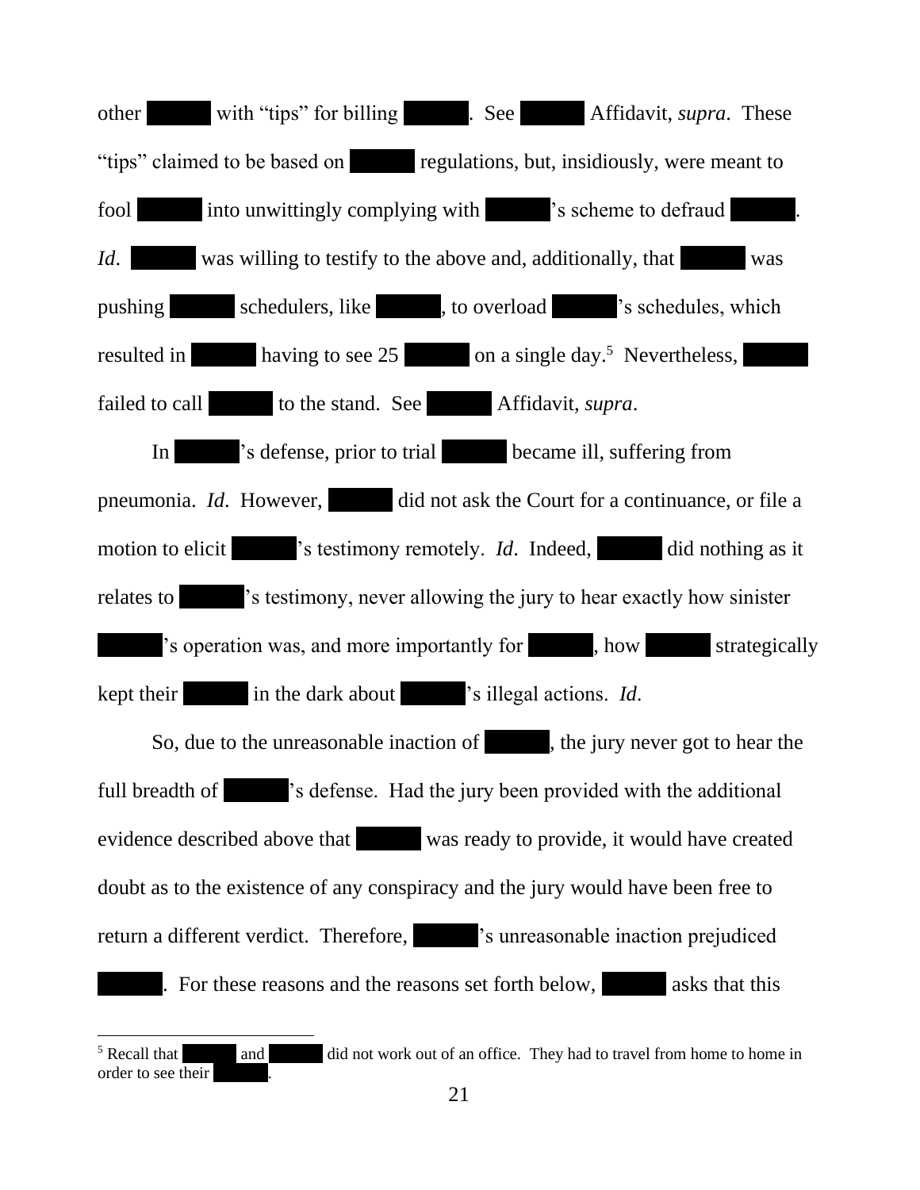other ██████ with "tips" for billing ██████. See ██████ Affidavit, *supra*. These "tips" claimed to be based on ██████ regulations, but, insidiously, were meant to fool ██████ into unwittingly complying with ██████'s scheme to defraud ██████. *Id*. ██████ was willing to testify to the above and, additionally, that ██████ was pushing ██████ schedulers, like ██████, to overload ██████'s schedules, which resulted in ██████ having to see 25 ██████ on a single day.[5] Nevertheless, ██████ failed to call ██████ to the stand. See ██████ Affidavit, *supra*.

In ██████'s defense, prior to trial ██████ became ill, suffering from pneumonia. *Id*. However, ██████ did not ask the Court for a continuance, or file a motion to elicit ██████'s testimony remotely. *Id*. Indeed, ██████ did nothing as it relates to ██████'s testimony, never allowing the jury to hear exactly how sinister ██████'s operation was, and more importantly for ██████, how ██████ strategically kept their ██████ in the dark about ██████'s illegal actions. *Id*.

So, due to the unreasonable inaction of ██████, the jury never got to hear the full breadth of ██████'s defense. Had the jury been provided with the additional evidence described above that ██████ was ready to provide, it would have created doubt as to the existence of any conspiracy and the jury would have been free to return a different verdict. Therefore, ██████'s unreasonable inaction prejudiced ██████. For these reasons and the reasons set forth below, ██████ asks that this

---

[5] Recall that ██████ and ██████ did not work out of an office. They had to travel from home to home in order to see their ██████.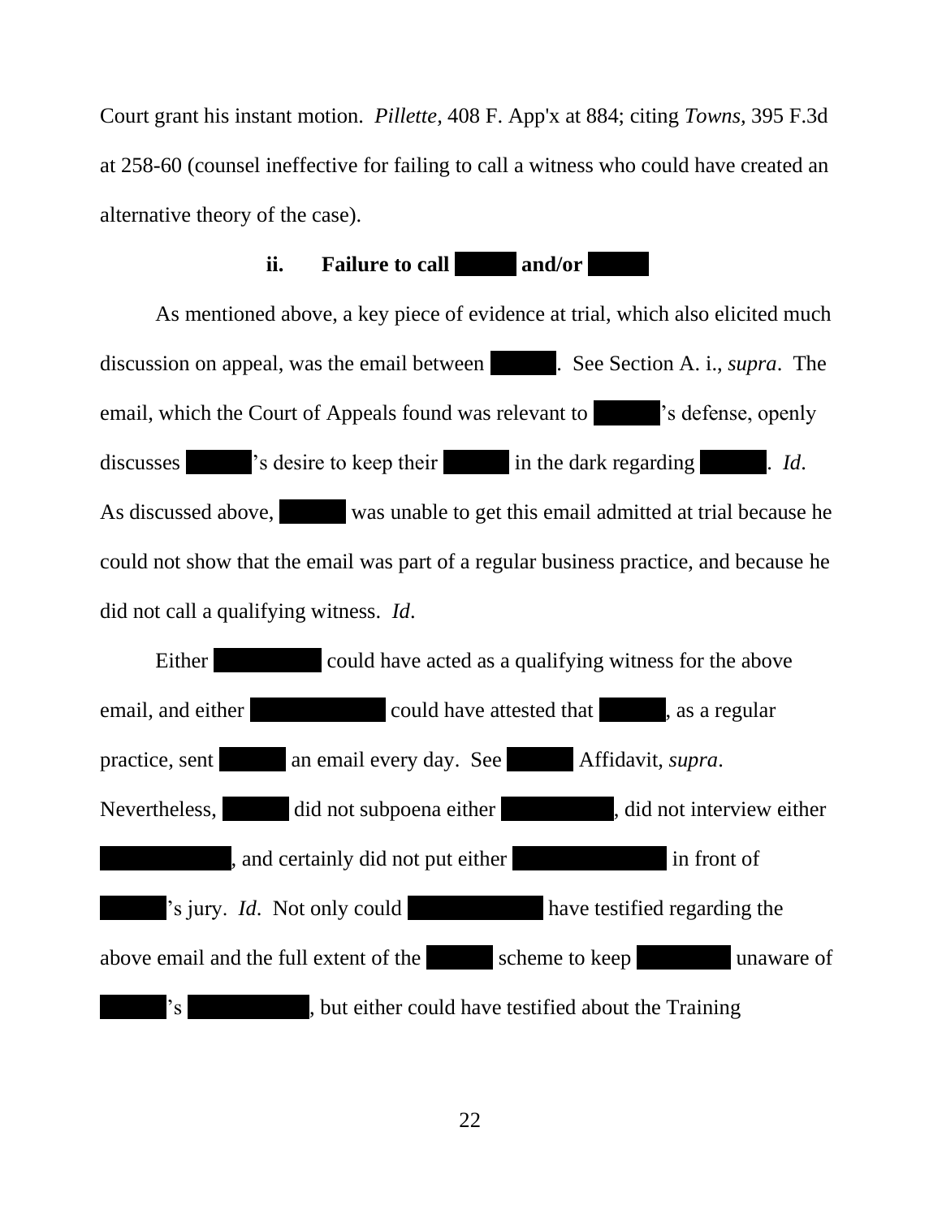Court grant his instant motion. *Pillette,* 408 F. App'x at 884; citing *Towns*, 395 F.3d at 258-60 (counsel ineffective for failing to call a witness who could have created an alternative theory of the case).

**ii. Failure to call [REDACTED] and/or [REDACTED]**

As mentioned above, a key piece of evidence at trial, which also elicited much discussion on appeal, was the email between [REDACTED]. See Section A. i., *supra*. The email, which the Court of Appeals found was relevant to [REDACTED]'s defense, openly discusses [REDACTED]'s desire to keep their [REDACTED] in the dark regarding [REDACTED]. *Id*. As discussed above, [REDACTED] was unable to get this email admitted at trial because he could not show that the email was part of a regular business practice, and because he did not call a qualifying witness. *Id*.

Either [REDACTED] could have acted as a qualifying witness for the above email, and either [REDACTED] could have attested that [REDACTED], as a regular practice, sent [REDACTED] an email every day. See [REDACTED] Affidavit, *supra*. Nevertheless, [REDACTED] did not subpoena either [REDACTED], did not interview either [REDACTED], and certainly did not put either [REDACTED] in front of [REDACTED]'s jury. *Id*. Not only could [REDACTED] have testified regarding the above email and the full extent of the [REDACTED] scheme to keep [REDACTED] unaware of [REDACTED]'s [REDACTED], but either could have testified about the Training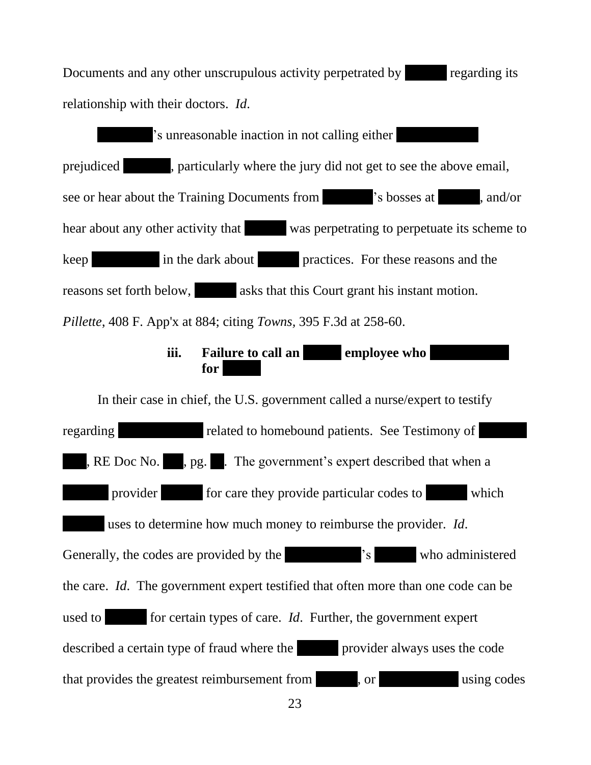Documents and any other unscrupulous activity perpetrated by [REDACTED] regarding its relationship with their doctors. *Id*.

[REDACTED]'s unreasonable inaction in not calling either [REDACTED] prejudiced [REDACTED], particularly where the jury did not get to see the above email, see or hear about the Training Documents from [REDACTED]'s bosses at [REDACTED], and/or hear about any other activity that [REDACTED] was perpetrating to perpetuate its scheme to keep [REDACTED] in the dark about [REDACTED] practices. For these reasons and the reasons set forth below, [REDACTED] asks that this Court grant his instant motion. *Pillette*, 408 F. App'x at 884; citing *Towns*, 395 F.3d at 258-60.

### iii. Failure to call an [REDACTED] employee who [REDACTED] for [REDACTED]

In their case in chief, the U.S. government called a nurse/expert to testify regarding [REDACTED] related to homebound patients. See Testimony of [REDACTED], RE Doc No. [REDACTED], pg. [REDACTED]. The government's expert described that when a [REDACTED] provider [REDACTED] for care they provide particular codes to [REDACTED] which [REDACTED] uses to determine how much money to reimburse the provider. *Id*. Generally, the codes are provided by the [REDACTED]'s [REDACTED] who administered the care. *Id*. The government expert testified that often more than one code can be used to [REDACTED] for certain types of care. *Id*. Further, the government expert described a certain type of fraud where the [REDACTED] provider always uses the code that provides the greatest reimbursement from [REDACTED], or [REDACTED] using codes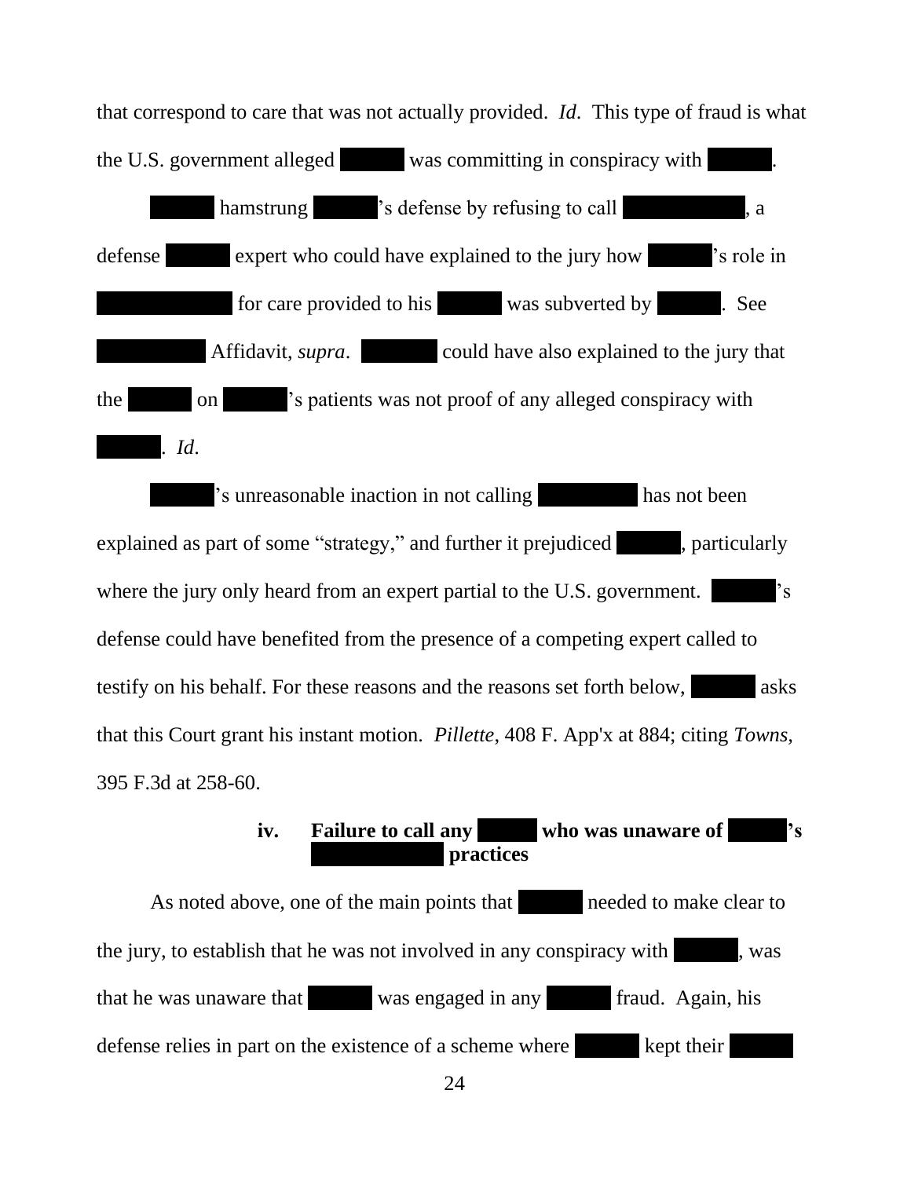that correspond to care that was not actually provided. *Id*. This type of fraud is what the U.S. government alleged ██████ was committing in conspiracy with ██████.

██████ hamstrung ██████'s defense by refusing to call ██████████, a defense ██████ expert who could have explained to the jury how ██████'s role in ██████████ for care provided to his ██████ was subverted by ██████. See ██████████ Affidavit, *supra*. ██████ could have also explained to the jury that the ██████ on ██████'s patients was not proof of any alleged conspiracy with ██████. *Id*.

██████'s unreasonable inaction in not calling ██████████ has not been explained as part of some "strategy," and further it prejudiced ██████, particularly where the jury only heard from an expert partial to the U.S. government. ██████'s defense could have benefited from the presence of a competing expert called to testify on his behalf. For these reasons and the reasons set forth below, ██████ asks that this Court grant his instant motion. *Pillette*, 408 F. App'x at 884; citing *Towns,* 395 F.3d at 258-60.

#### iv. Failure to call any ██████ who was unaware of ██████'s ██████████ practices

As noted above, one of the main points that ██████ needed to make clear to the jury, to establish that he was not involved in any conspiracy with ██████, was that he was unaware that ██████ was engaged in any ██████ fraud. Again, his defense relies in part on the existence of a scheme where ██████ kept their ██████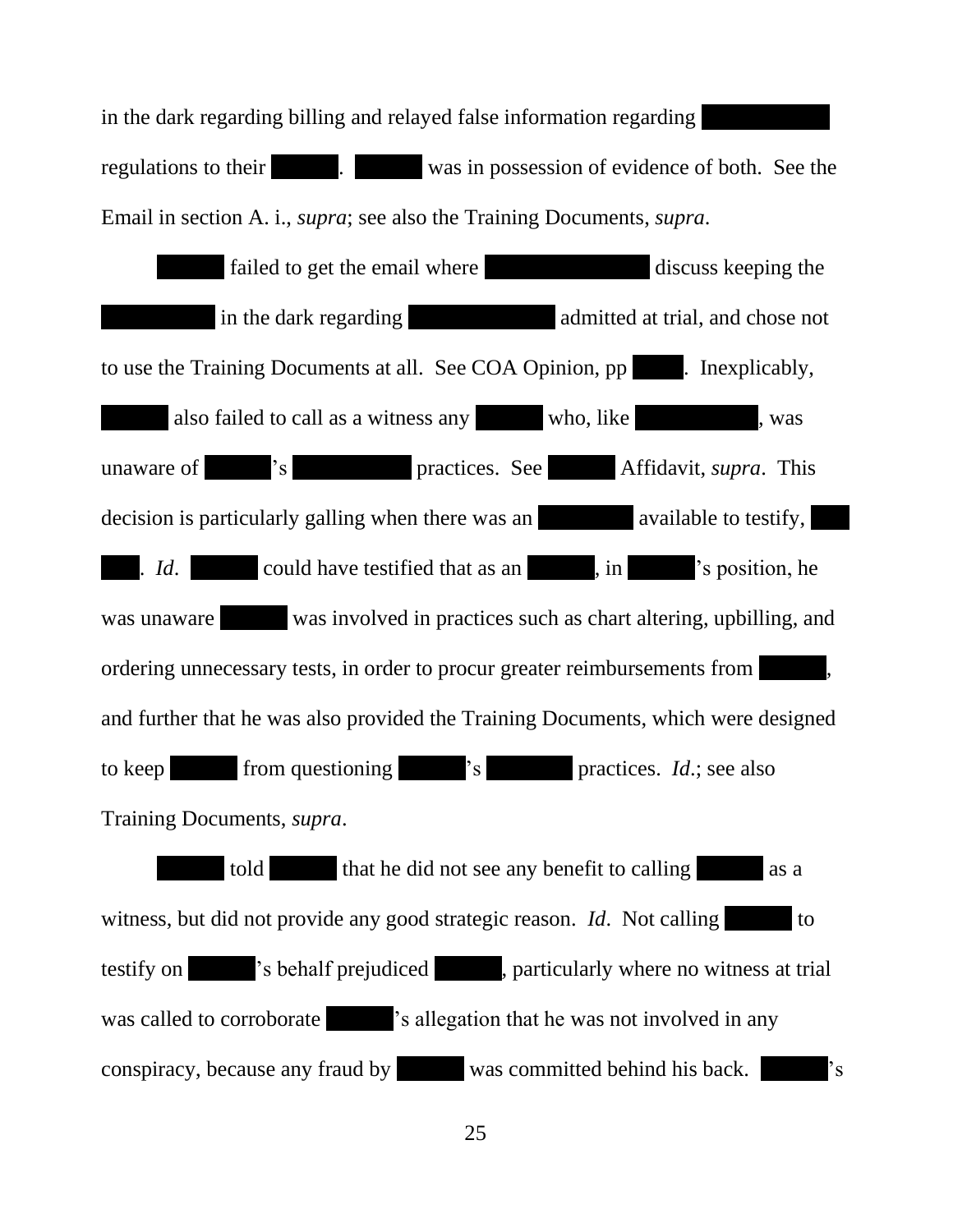in the dark regarding billing and relayed false information regarding ██████ regulations to their ██████. ██████ was in possession of evidence of both. See the Email in section A. i., *supra*; see also the Training Documents, *supra*.

██████ failed to get the email where ██████ discuss keeping the ██████ in the dark regarding ██████ admitted at trial, and chose not to use the Training Documents at all. See COA Opinion, pp ██████. Inexplicably, ██████ also failed to call as a witness any ██████ who, like ██████, was unaware of ██████'s ██████ practices. See ██████ Affidavit, *supra*. This decision is particularly galling when there was an ██████ available to testify, ██████. *Id*. ██████ could have testified that as an ██████, in ██████'s position, he was unaware ██████ was involved in practices such as chart altering, upbilling, and ordering unnecessary tests, in order to procur greater reimbursements from ██████, and further that he was also provided the Training Documents, which were designed to keep ██████ from questioning ██████'s ██████ practices. *Id*.; see also Training Documents, *supra*.

██████ told ██████ that he did not see any benefit to calling ██████ as a witness, but did not provide any good strategic reason. *Id*. Not calling ██████ to testify on ██████'s behalf prejudiced ██████, particularly where no witness at trial was called to corroborate ██████'s allegation that he was not involved in any conspiracy, because any fraud by ██████ was committed behind his back. ██████'s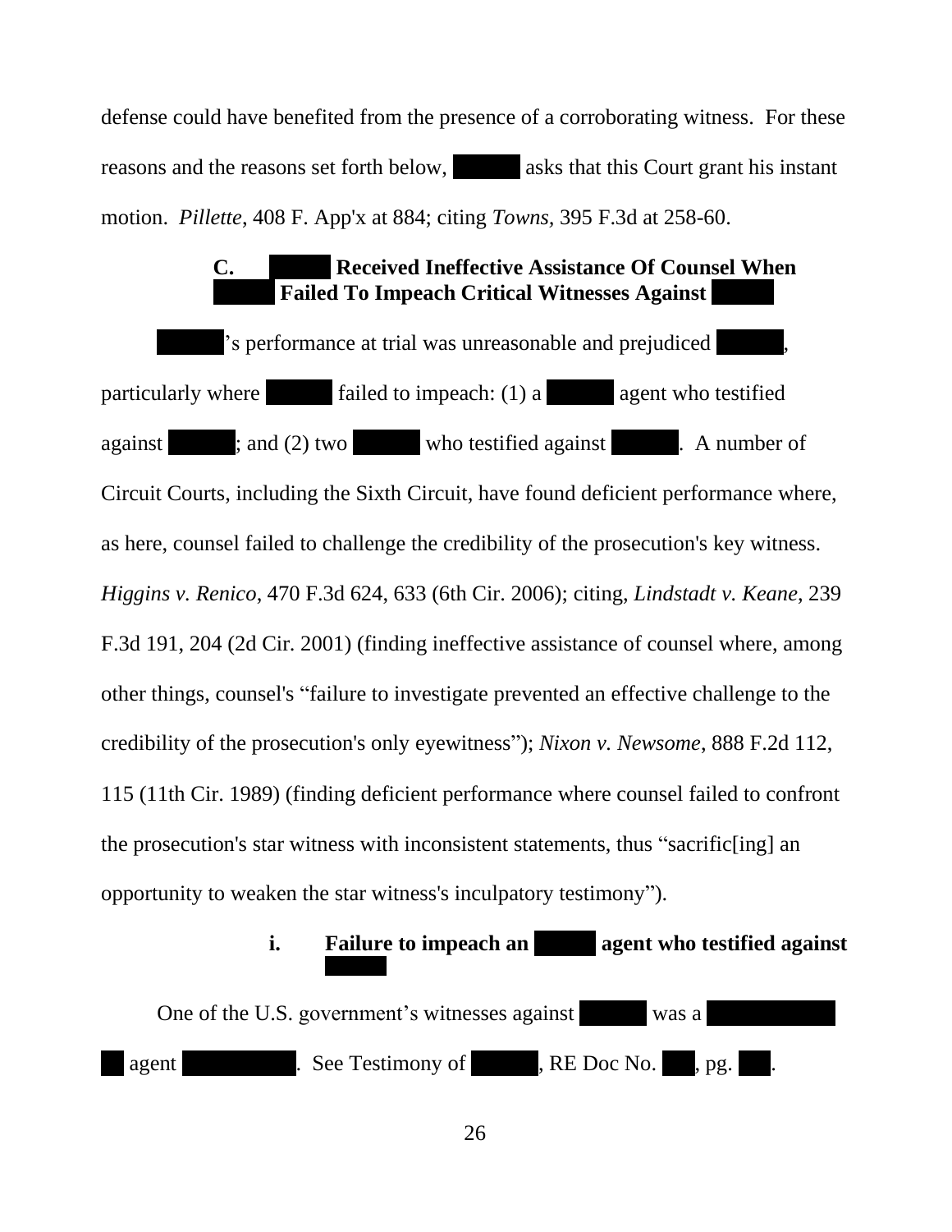defense could have benefited from the presence of a corroborating witness. For these reasons and the reasons set forth below, [REDACTED] asks that this Court grant his instant motion. *Pillette*, 408 F. App'x at 884; citing *Towns*, 395 F.3d at 258-60.

### C. [REDACTED] Received Ineffective Assistance Of Counsel When [REDACTED] Failed To Impeach Critical Witnesses Against [REDACTED]

[REDACTED]'s performance at trial was unreasonable and prejudiced [REDACTED], particularly where [REDACTED] failed to impeach: (1) a [REDACTED] agent who testified against [REDACTED]; and (2) two [REDACTED] who testified against [REDACTED]. A number of Circuit Courts, including the Sixth Circuit, have found deficient performance where, as here, counsel failed to challenge the credibility of the prosecution's key witness. *Higgins v. Renico*, 470 F.3d 624, 633 (6th Cir. 2006); citing, *Lindstadt v. Keane*, 239 F.3d 191, 204 (2d Cir. 2001) (finding ineffective assistance of counsel where, among other things, counsel's "failure to investigate prevented an effective challenge to the credibility of the prosecution's only eyewitness"); *Nixon v. Newsome*, 888 F.2d 112, 115 (11th Cir. 1989) (finding deficient performance where counsel failed to confront the prosecution's star witness with inconsistent statements, thus "sacrific[ing] an opportunity to weaken the star witness's inculpatory testimony").

#### i. Failure to impeach an [REDACTED] agent who testified against [REDACTED]

One of the U.S. government's witnesses against [REDACTED] was a [REDACTED] agent [REDACTED]. See Testimony of [REDACTED], RE Doc No. [REDACTED], pg. [REDACTED].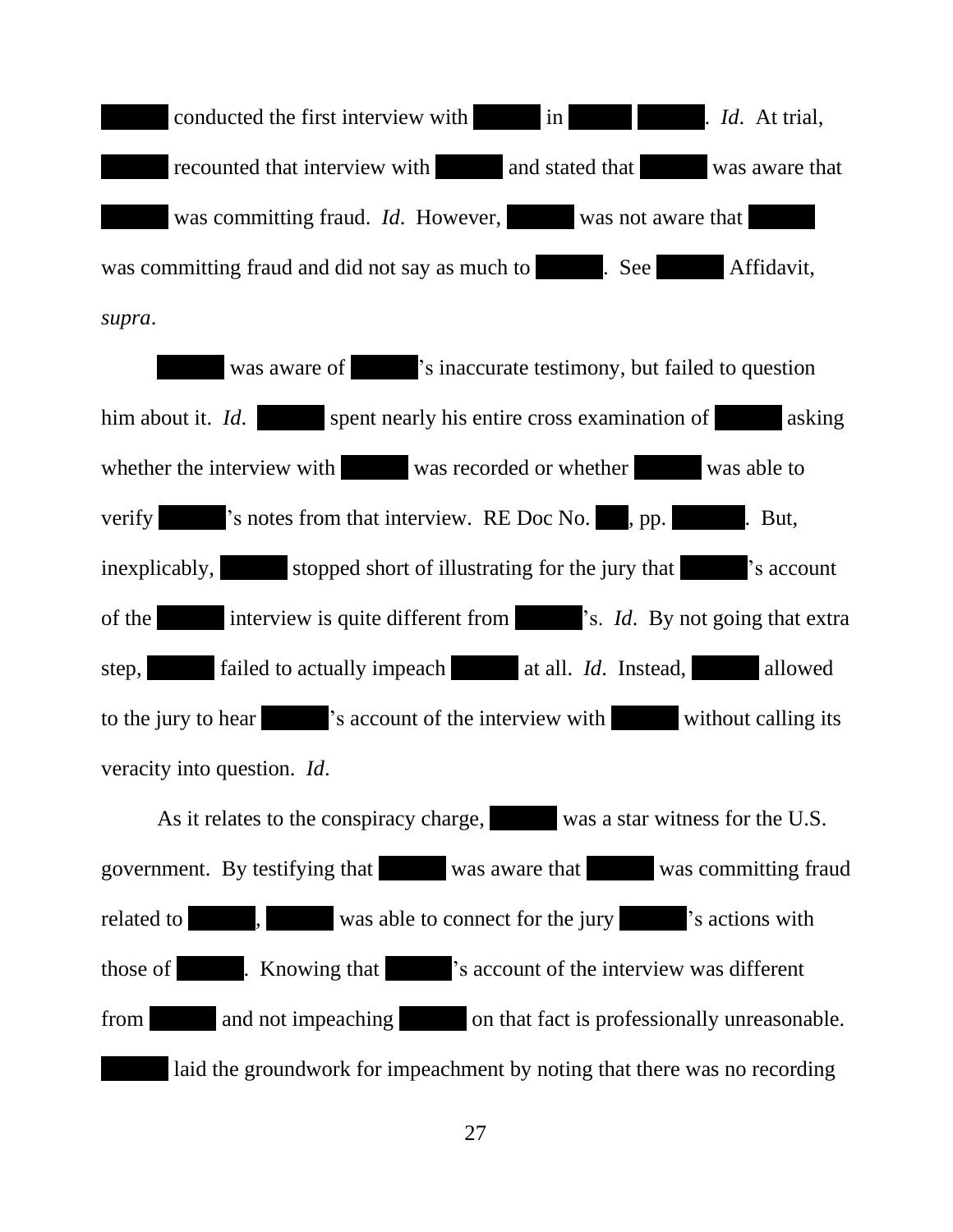█████ conducted the first interview with █████ in █████ █████. *Id*. At trial, █████ recounted that interview with █████ and stated that █████ was aware that █████ was committing fraud. *Id*. However, █████ was not aware that █████ was committing fraud and did not say as much to █████. See █████ Affidavit, *supra*.

█████ was aware of █████'s inaccurate testimony, but failed to question him about it. *Id*. █████ spent nearly his entire cross examination of █████ asking whether the interview with █████ was recorded or whether █████ was able to verify █████'s notes from that interview. RE Doc No. ███, pp. █████. But, inexplicably, █████ stopped short of illustrating for the jury that █████'s account of the █████ interview is quite different from █████'s. *Id*. By not going that extra step, █████ failed to actually impeach █████ at all. *Id*. Instead, █████ allowed to the jury to hear █████'s account of the interview with █████ without calling its veracity into question. *Id*.

As it relates to the conspiracy charge, █████ was a star witness for the U.S. government. By testifying that █████ was aware that █████ was committing fraud related to █████, █████ was able to connect for the jury █████'s actions with those of █████. Knowing that █████'s account of the interview was different from █████ and not impeaching █████ on that fact is professionally unreasonable. █████ laid the groundwork for impeachment by noting that there was no recording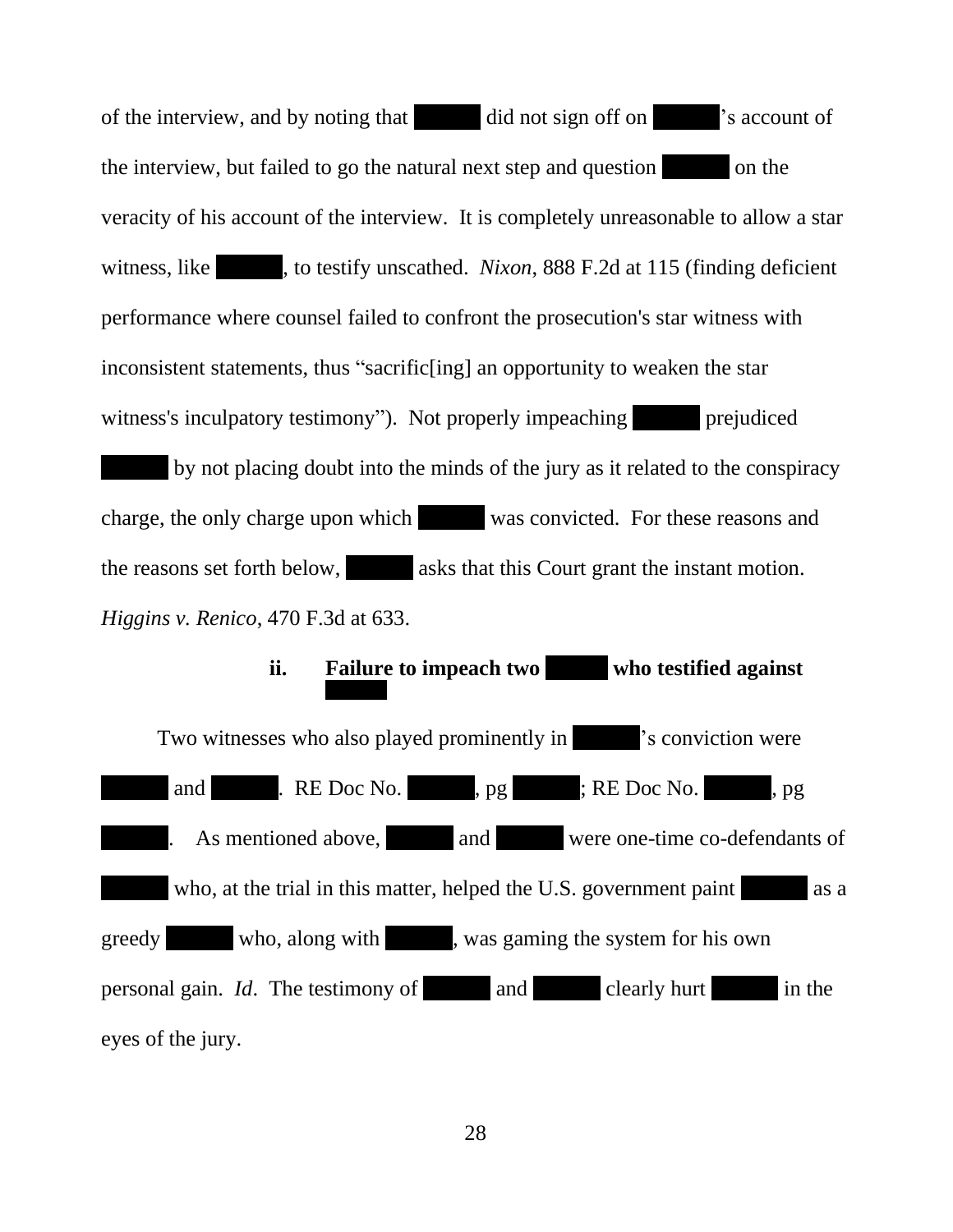of the interview, and by noting that ██████ did not sign off on ██████'s account of the interview, but failed to go the natural next step and question ██████ on the veracity of his account of the interview. It is completely unreasonable to allow a star witness, like ██████, to testify unscathed. *Nixon*, 888 F.2d at 115 (finding deficient performance where counsel failed to confront the prosecution's star witness with inconsistent statements, thus "sacrific[ing] an opportunity to weaken the star witness's inculpatory testimony"). Not properly impeaching ██████ prejudiced ██████ by not placing doubt into the minds of the jury as it related to the conspiracy charge, the only charge upon which ██████ was convicted. For these reasons and the reasons set forth below, ██████ asks that this Court grant the instant motion. *Higgins v. Renico*, 470 F.3d at 633.

### ii. Failure to impeach two ██████ who testified against ██████

Two witnesses who also played prominently in ██████'s conviction were ██████ and ██████. RE Doc No. ██████, pg ██████; RE Doc No. ██████, pg ██████. As mentioned above, ██████ and ██████ were one-time co-defendants of ██████ who, at the trial in this matter, helped the U.S. government paint ██████ as a greedy ██████ who, along with ██████, was gaming the system for his own personal gain. *Id*. The testimony of ██████ and ██████ clearly hurt ██████ in the eyes of the jury.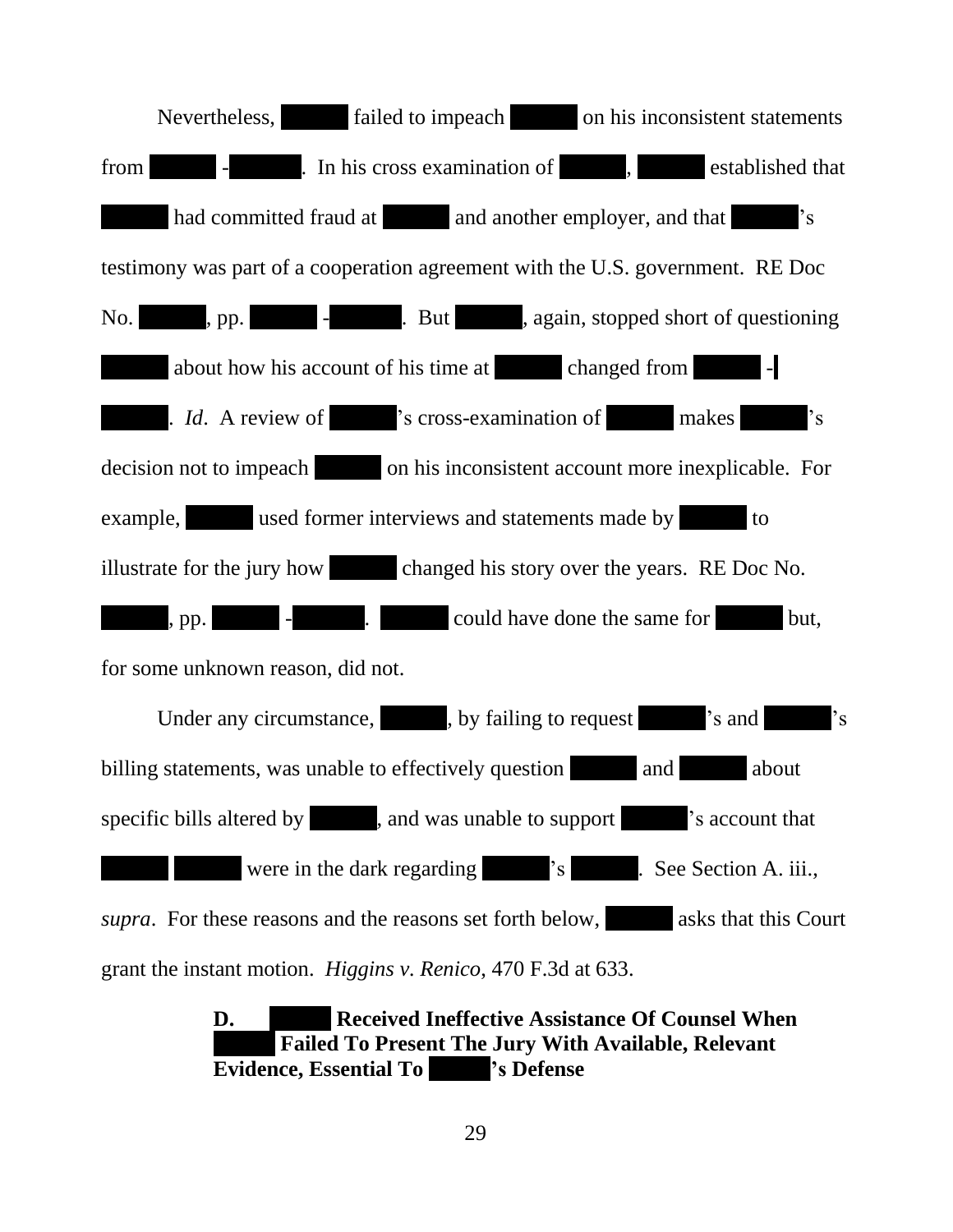Nevertheless, ██████ failed to impeach ██████ on his inconsistent statements from ██████ - ██████. In his cross examination of ██████, ██████ established that ██████ had committed fraud at ██████ and another employer, and that ██████'s testimony was part of a cooperation agreement with the U.S. government. RE Doc No. ██████, pp. ██████ - ██████. But ██████, again, stopped short of questioning ██████ about how his account of his time at ██████ changed from ██████ - ██████. *Id*. A review of ██████'s cross-examination of ██████ makes ██████'s decision not to impeach ██████ on his inconsistent account more inexplicable. For example, ██████ used former interviews and statements made by ██████ to illustrate for the jury how ██████ changed his story over the years. RE Doc No. ██████, pp. ██████ - ██████. ██████ could have done the same for ██████ but, for some unknown reason, did not.

Under any circumstance, ██████, by failing to request ██████'s and ██████'s billing statements, was unable to effectively question ██████ and ██████ about specific bills altered by ██████, and was unable to support ██████'s account that ██████ ██████ were in the dark regarding ██████'s ██████. See Section A. iii., *supra*. For these reasons and the reasons set forth below, ██████ asks that this Court grant the instant motion. *Higgins v. Renico*, 470 F.3d at 633.

### D. ██████ Received Ineffective Assistance Of Counsel When ██████ Failed To Present The Jury With Available, Relevant Evidence, Essential To ██████'s Defense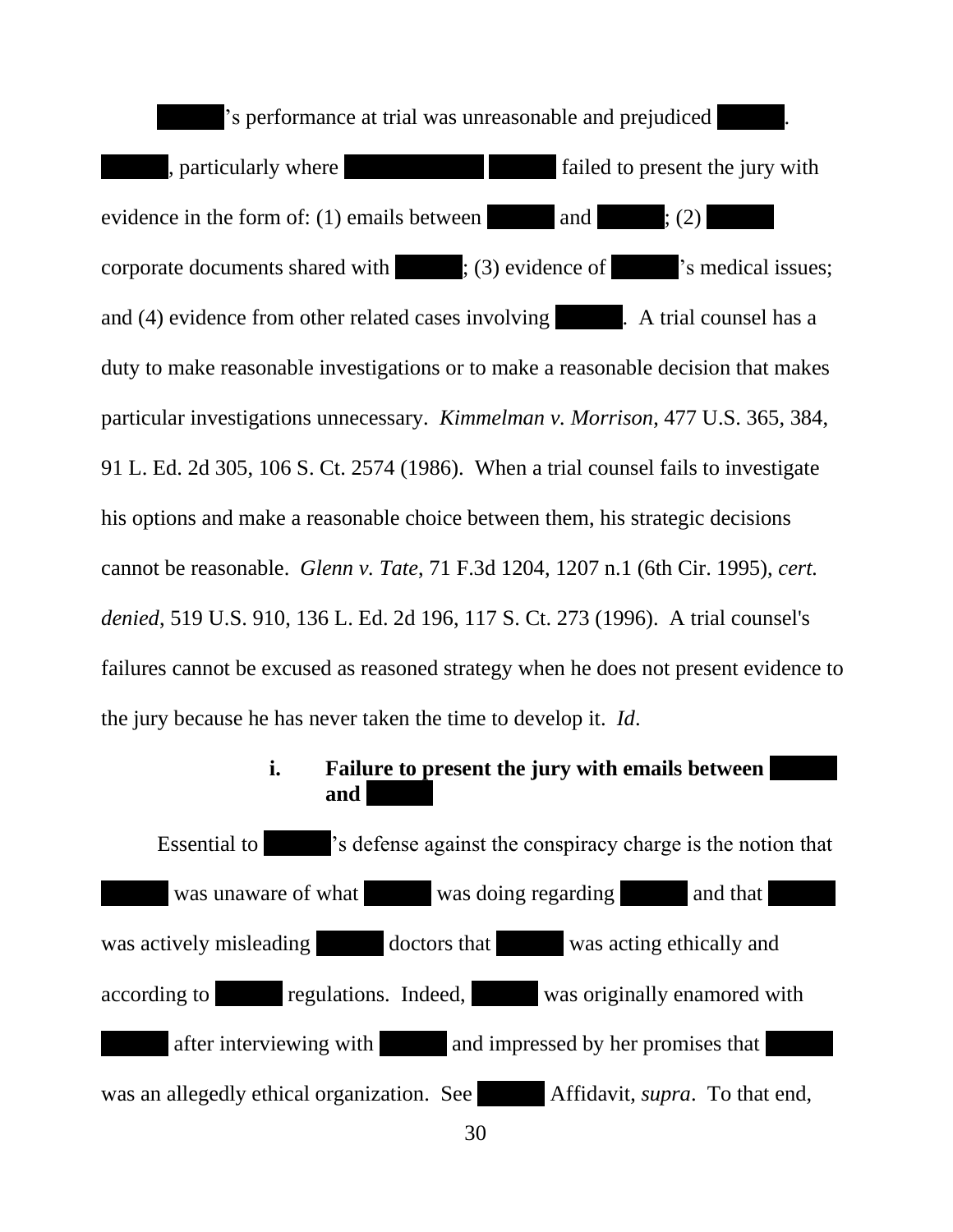[REDACTED]'s performance at trial was unreasonable and prejudiced [REDACTED]. [REDACTED], particularly where [REDACTED] [REDACTED] failed to present the jury with evidence in the form of: (1) emails between [REDACTED] and [REDACTED]; (2) [REDACTED] corporate documents shared with [REDACTED]; (3) evidence of [REDACTED]'s medical issues; and (4) evidence from other related cases involving [REDACTED]. A trial counsel has a duty to make reasonable investigations or to make a reasonable decision that makes particular investigations unnecessary. *Kimmelman v. Morrison*, 477 U.S. 365, 384, 91 L. Ed. 2d 305, 106 S. Ct. 2574 (1986). When a trial counsel fails to investigate his options and make a reasonable choice between them, his strategic decisions cannot be reasonable. *Glenn v. Tate*, 71 F.3d 1204, 1207 n.1 (6th Cir. 1995), *cert. denied*, 519 U.S. 910, 136 L. Ed. 2d 196, 117 S. Ct. 273 (1996). A trial counsel's failures cannot be excused as reasoned strategy when he does not present evidence to the jury because he has never taken the time to develop it. *Id*.

**i. Failure to present the jury with emails between [REDACTED] and [REDACTED]**

Essential to [REDACTED]'s defense against the conspiracy charge is the notion that [REDACTED] was unaware of what [REDACTED] was doing regarding [REDACTED] and that [REDACTED] was actively misleading [REDACTED] doctors that [REDACTED] was acting ethically and according to [REDACTED] regulations. Indeed, [REDACTED] was originally enamored with [REDACTED] after interviewing with [REDACTED] and impressed by her promises that [REDACTED] was an allegedly ethical organization. See [REDACTED] Affidavit, *supra*. To that end,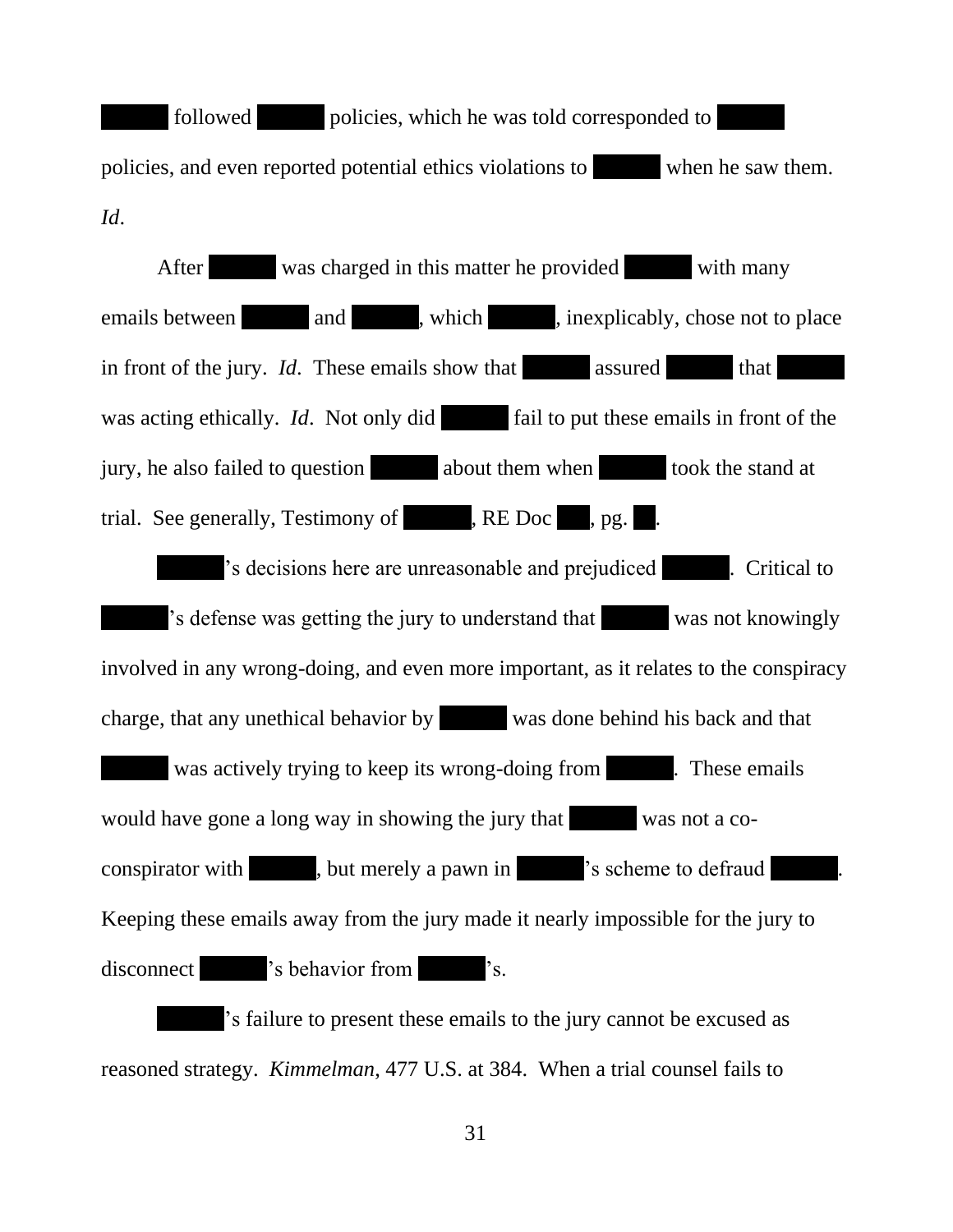██████ followed ██████ policies, which he was told corresponded to ██████ policies, and even reported potential ethics violations to ██████ when he saw them. *Id*.

After ██████ was charged in this matter he provided ██████ with many emails between ██████ and ██████, which ██████, inexplicably, chose not to place in front of the jury. *Id*. These emails show that ██████ assured ██████ that ██████ was acting ethically. *Id*. Not only did ██████ fail to put these emails in front of the jury, he also failed to question ██████ about them when ██████ took the stand at trial. See generally, Testimony of ██████, RE Doc ███, pg. ██.

██████'s decisions here are unreasonable and prejudiced ██████. Critical to ██████'s defense was getting the jury to understand that ██████ was not knowingly involved in any wrong-doing, and even more important, as it relates to the conspiracy charge, that any unethical behavior by ██████ was done behind his back and that ██████ was actively trying to keep its wrong-doing from ██████. These emails would have gone a long way in showing the jury that ██████ was not a co-conspirator with ██████, but merely a pawn in ██████'s scheme to defraud ██████. Keeping these emails away from the jury made it nearly impossible for the jury to disconnect ██████'s behavior from ██████'s.

██████'s failure to present these emails to the jury cannot be excused as reasoned strategy. *Kimmelman*, 477 U.S. at 384. When a trial counsel fails to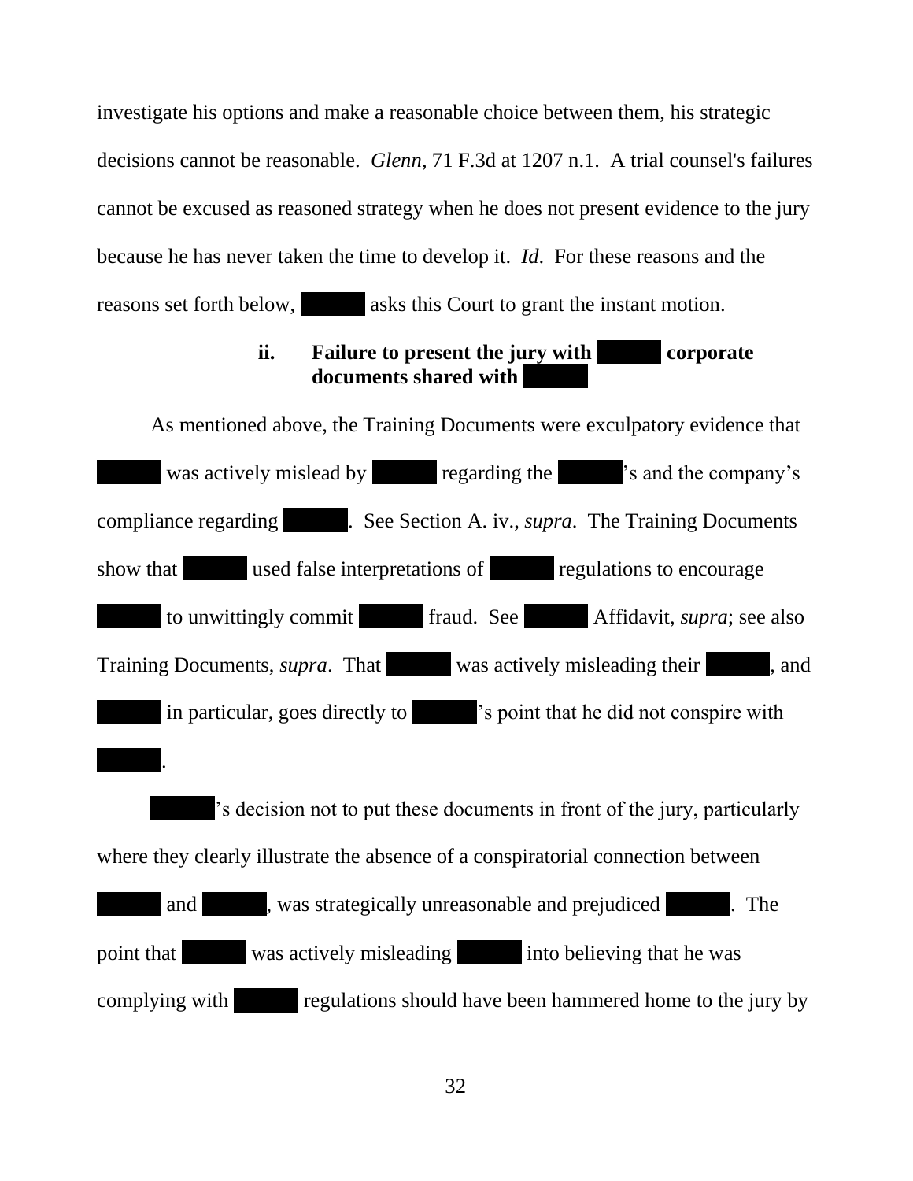investigate his options and make a reasonable choice between them, his strategic decisions cannot be reasonable. *Glenn*, 71 F.3d at 1207 n.1. A trial counsel's failures cannot be excused as reasoned strategy when he does not present evidence to the jury because he has never taken the time to develop it. *Id*. For these reasons and the reasons set forth below, ██████ asks this Court to grant the instant motion.

### ii. Failure to present the jury with ██████ corporate documents shared with ██████

As mentioned above, the Training Documents were exculpatory evidence that ██████ was actively mislead by ██████ regarding the ██████'s and the company's compliance regarding ██████. See Section A. iv., *supra*. The Training Documents show that ██████ used false interpretations of ██████ regulations to encourage ██████ to unwittingly commit ██████ fraud. See ██████ Affidavit, *supra*; see also Training Documents, *supra*. That ██████ was actively misleading their ██████, and ██████ in particular, goes directly to ██████'s point that he did not conspire with ██████.

██████'s decision not to put these documents in front of the jury, particularly where they clearly illustrate the absence of a conspiratorial connection between ██████ and ██████, was strategically unreasonable and prejudiced ██████. The point that ██████ was actively misleading ██████ into believing that he was complying with ██████ regulations should have been hammered home to the jury by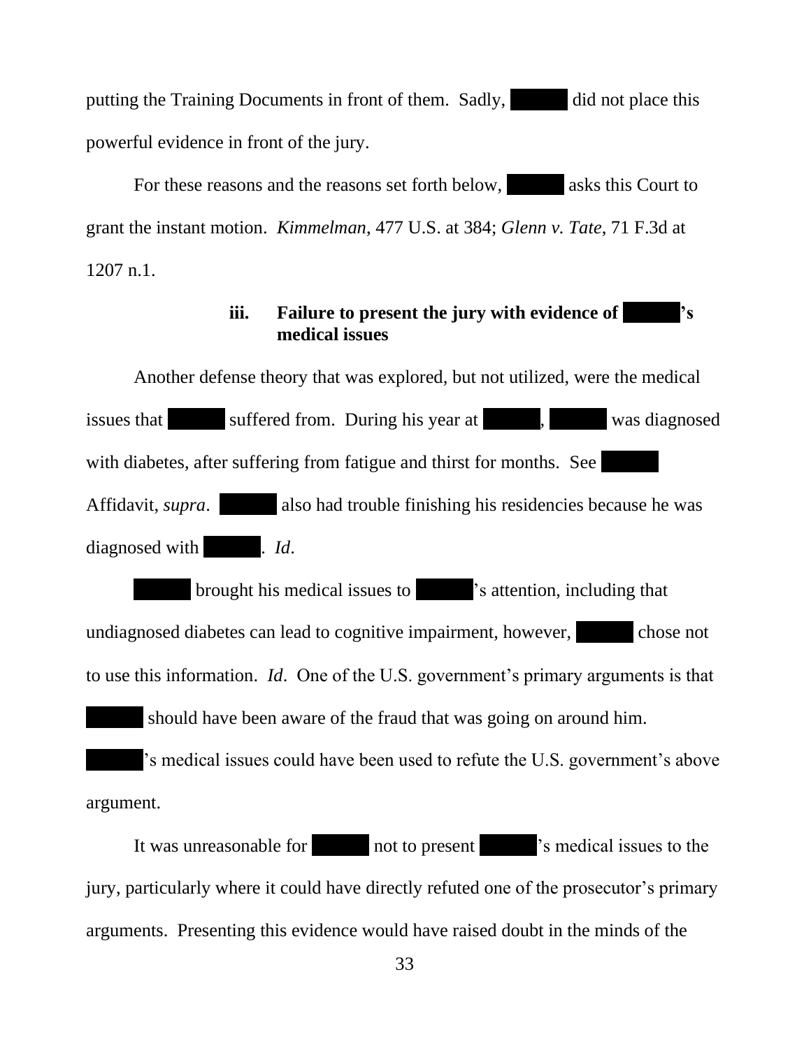putting the Training Documents in front of them. Sadly, ██████ did not place this powerful evidence in front of the jury.

For these reasons and the reasons set forth below, ██████ asks this Court to grant the instant motion. *Kimmelman*, 477 U.S. at 384; *Glenn v. Tate*, 71 F.3d at 1207 n.1.

**iii. Failure to present the jury with evidence of ██████'s medical issues**

Another defense theory that was explored, but not utilized, were the medical issues that ██████ suffered from. During his year at ██████, ██████ was diagnosed with diabetes, after suffering from fatigue and thirst for months. See ██████ Affidavit, *supra*. ██████ also had trouble finishing his residencies because he was diagnosed with ██████. *Id*.

██████ brought his medical issues to ██████'s attention, including that undiagnosed diabetes can lead to cognitive impairment, however, ██████ chose not to use this information. *Id*. One of the U.S. government's primary arguments is that ██████ should have been aware of the fraud that was going on around him. ██████'s medical issues could have been used to refute the U.S. government's above argument.

It was unreasonable for ██████ not to present ██████'s medical issues to the jury, particularly where it could have directly refuted one of the prosecutor's primary arguments. Presenting this evidence would have raised doubt in the minds of the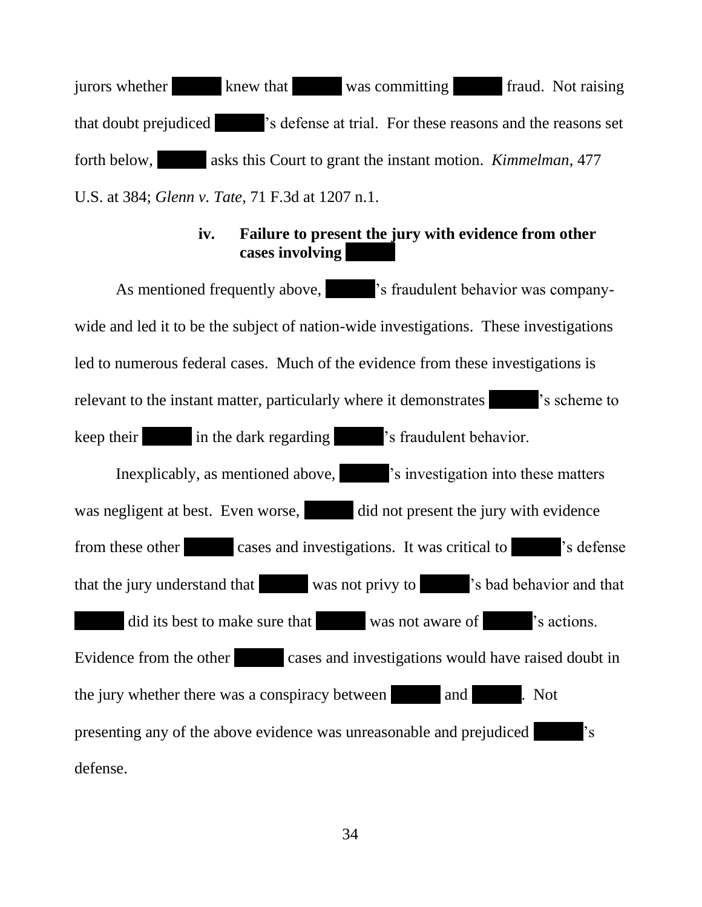jurors whether ██████ knew that ██████ was committing ██████ fraud. Not raising that doubt prejudiced ██████'s defense at trial. For these reasons and the reasons set forth below, ██████ asks this Court to grant the instant motion. *Kimmelman*, 477 U.S. at 384; *Glenn v. Tate*, 71 F.3d at 1207 n.1.

#### iv. Failure to present the jury with evidence from other cases involving ██████

As mentioned frequently above, ██████'s fraudulent behavior was company-wide and led it to be the subject of nation-wide investigations. These investigations led to numerous federal cases. Much of the evidence from these investigations is relevant to the instant matter, particularly where it demonstrates ██████'s scheme to keep their ██████ in the dark regarding ██████'s fraudulent behavior.

Inexplicably, as mentioned above, ██████'s investigation into these matters was negligent at best. Even worse, ██████ did not present the jury with evidence from these other ██████ cases and investigations. It was critical to ██████'s defense that the jury understand that ██████ was not privy to ██████'s bad behavior and that ██████ did its best to make sure that ██████ was not aware of ██████'s actions. Evidence from the other ██████ cases and investigations would have raised doubt in the jury whether there was a conspiracy between ██████ and ██████. Not presenting any of the above evidence was unreasonable and prejudiced ██████'s defense.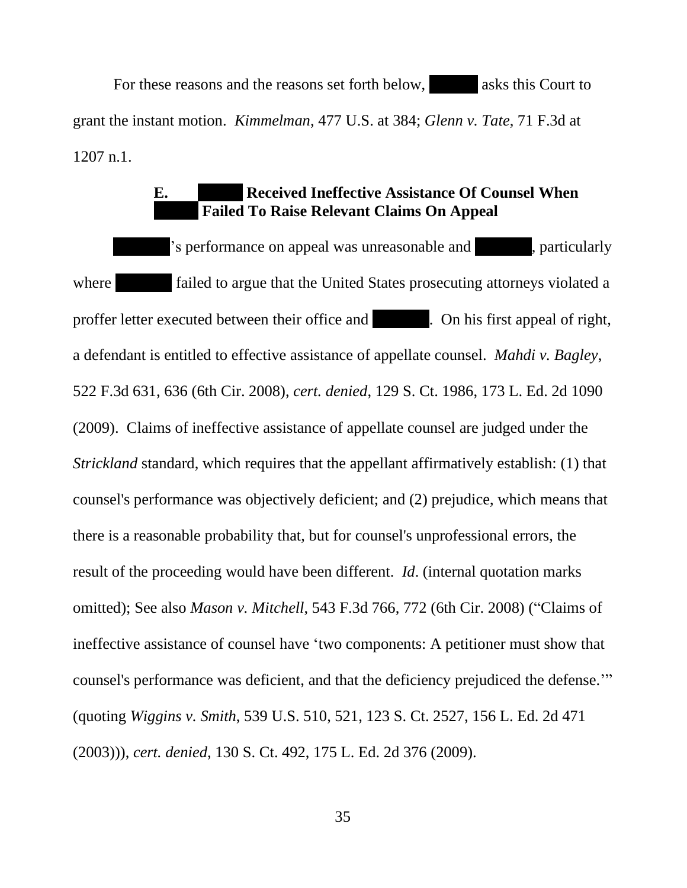For these reasons and the reasons set forth below, ██████ asks this Court to grant the instant motion. *Kimmelman*, 477 U.S. at 384; *Glenn v. Tate*, 71 F.3d at 1207 n.1.

### E. ██████ Received Ineffective Assistance Of Counsel When ██████ Failed To Raise Relevant Claims On Appeal

██████'s performance on appeal was unreasonable and ██████, particularly where ██████ failed to argue that the United States prosecuting attorneys violated a proffer letter executed between their office and ██████. On his first appeal of right, a defendant is entitled to effective assistance of appellate counsel. *Mahdi v. Bagley*, 522 F.3d 631, 636 (6th Cir. 2008), *cert. denied*, 129 S. Ct. 1986, 173 L. Ed. 2d 1090 (2009). Claims of ineffective assistance of appellate counsel are judged under the *Strickland* standard, which requires that the appellant affirmatively establish: (1) that counsel's performance was objectively deficient; and (2) prejudice, which means that there is a reasonable probability that, but for counsel's unprofessional errors, the result of the proceeding would have been different. *Id*. (internal quotation marks omitted); See also *Mason v. Mitchell*, 543 F.3d 766, 772 (6th Cir. 2008) ("Claims of ineffective assistance of counsel have 'two components: A petitioner must show that counsel's performance was deficient, and that the deficiency prejudiced the defense.'" (quoting *Wiggins v. Smith*, 539 U.S. 510, 521, 123 S. Ct. 2527, 156 L. Ed. 2d 471 (2003))), *cert. denied*, 130 S. Ct. 492, 175 L. Ed. 2d 376 (2009).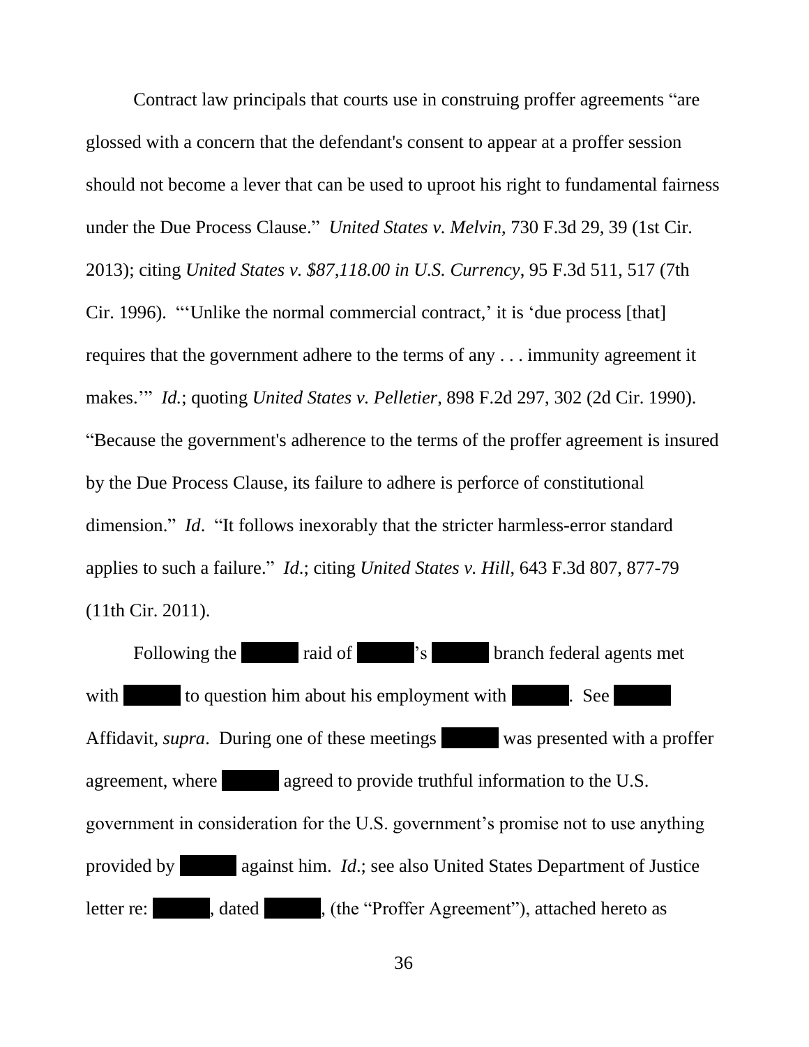Contract law principals that courts use in construing proffer agreements "are glossed with a concern that the defendant's consent to appear at a proffer session should not become a lever that can be used to uproot his right to fundamental fairness under the Due Process Clause." *United States v. Melvin*, 730 F.3d 29, 39 (1st Cir. 2013); citing *United States v. $87,118.00 in U.S. Currency*, 95 F.3d 511, 517 (7th Cir. 1996). "'Unlike the normal commercial contract,' it is 'due process [that] requires that the government adhere to the terms of any . . . immunity agreement it makes.'" *Id.*; quoting *United States v. Pelletier*, 898 F.2d 297, 302 (2d Cir. 1990). "Because the government's adherence to the terms of the proffer agreement is insured by the Due Process Clause, its failure to adhere is perforce of constitutional dimension." *Id*. "It follows inexorably that the stricter harmless-error standard applies to such a failure." *Id.*; citing *United States v. Hill*, 643 F.3d 807, 877-79 (11th Cir. 2011).

Following the █████ raid of █████'s █████ branch federal agents met with █████ to question him about his employment with █████. See █████ Affidavit, *supra*. During one of these meetings █████ was presented with a proffer agreement, where █████ agreed to provide truthful information to the U.S. government in consideration for the U.S. government's promise not to use anything provided by █████ against him. *Id*.; see also United States Department of Justice letter re: █████, dated █████, (the "Proffer Agreement"), attached hereto as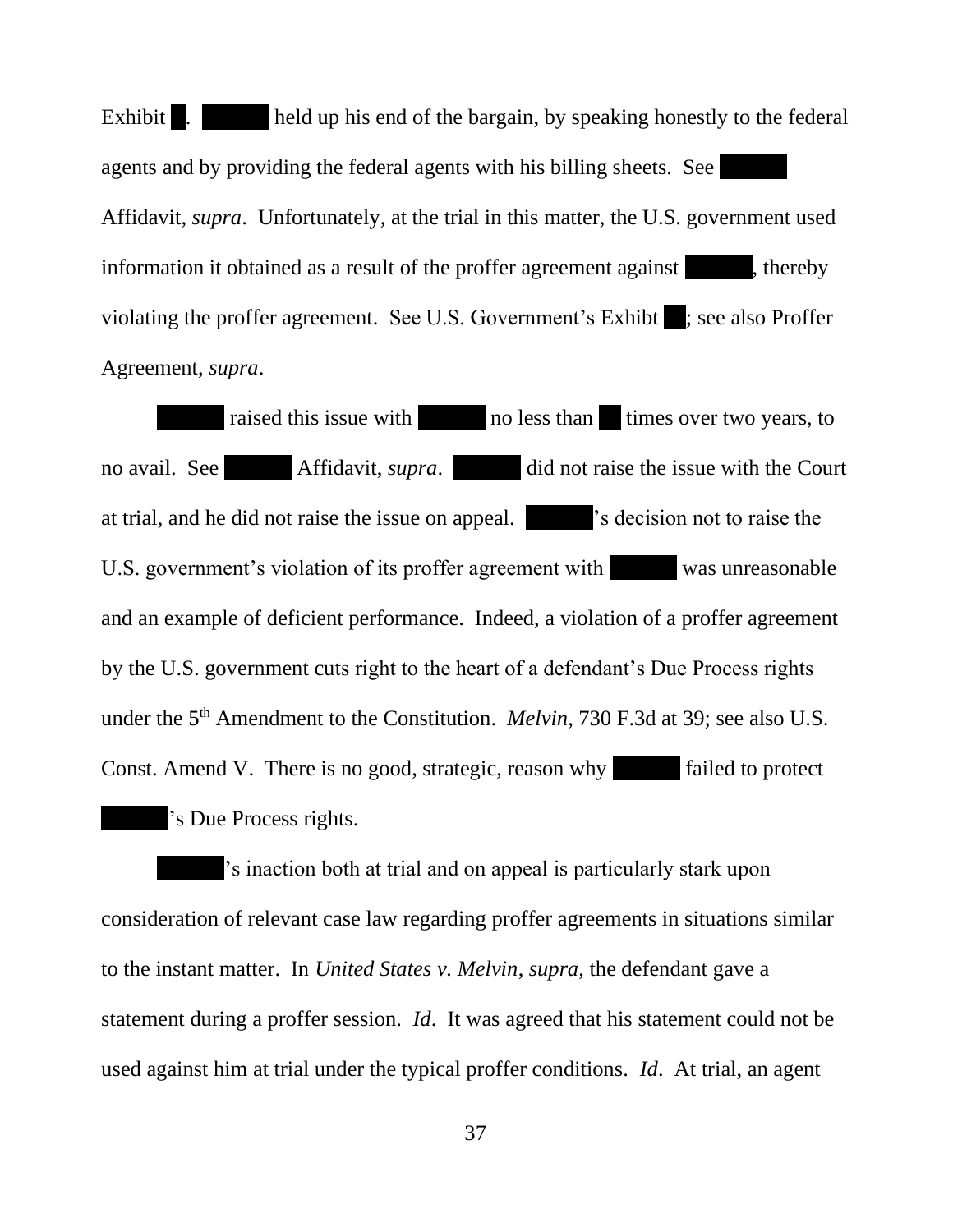Exhibit ██. ██████ held up his end of the bargain, by speaking honestly to the federal agents and by providing the federal agents with his billing sheets. See ██████ Affidavit, *supra*. Unfortunately, at the trial in this matter, the U.S. government used information it obtained as a result of the proffer agreement against ██████, thereby violating the proffer agreement. See U.S. Government's Exhibt ██; see also Proffer Agreement, *supra*.

██████ raised this issue with ██████ no less than ██ times over two years, to no avail. See ██████ Affidavit, *supra*. ██████ did not raise the issue with the Court at trial, and he did not raise the issue on appeal. ██████'s decision not to raise the U.S. government's violation of its proffer agreement with ██████ was unreasonable and an example of deficient performance. Indeed, a violation of a proffer agreement by the U.S. government cuts right to the heart of a defendant's Due Process rights under the 5th Amendment to the Constitution. *Melvin,* 730 F.3d at 39; see also U.S. Const. Amend V. There is no good, strategic, reason why ██████ failed to protect ██████'s Due Process rights.

██████'s inaction both at trial and on appeal is particularly stark upon consideration of relevant case law regarding proffer agreements in situations similar to the instant matter. In *United States v. Melvin*, *supra*, the defendant gave a statement during a proffer session. *Id*. It was agreed that his statement could not be used against him at trial under the typical proffer conditions. *Id*. At trial, an agent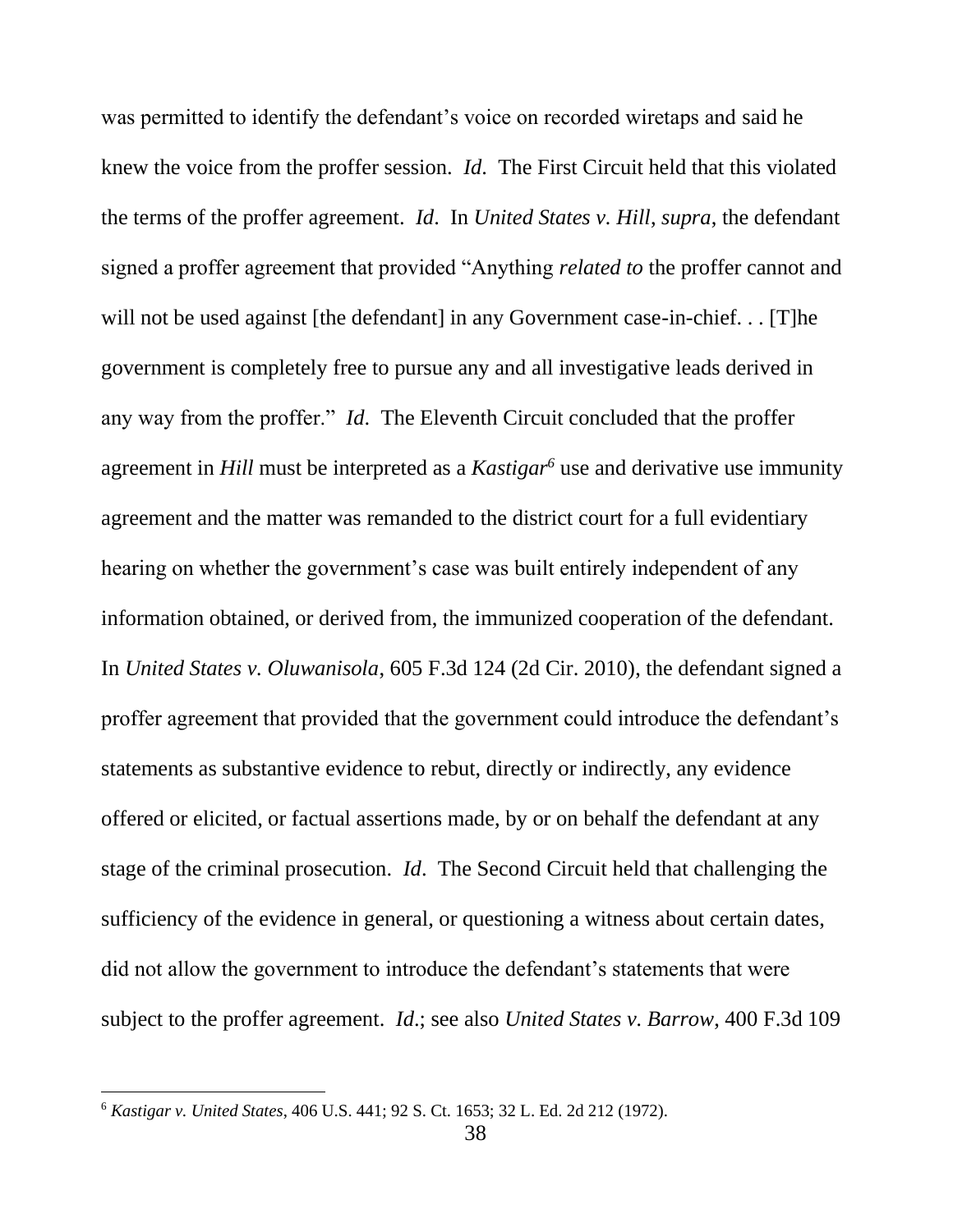was permitted to identify the defendant's voice on recorded wiretaps and said he knew the voice from the proffer session. *Id*. The First Circuit held that this violated the terms of the proffer agreement. *Id*. In *United States v. Hill*, *supra*, the defendant signed a proffer agreement that provided "Anything *related to* the proffer cannot and will not be used against [the defendant] in any Government case-in-chief. . . [T]he government is completely free to pursue any and all investigative leads derived in any way from the proffer." *Id*. The Eleventh Circuit concluded that the proffer agreement in *Hill* must be interpreted as a *Kastigar*[6] use and derivative use immunity agreement and the matter was remanded to the district court for a full evidentiary hearing on whether the government's case was built entirely independent of any information obtained, or derived from, the immunized cooperation of the defendant. In *United States v. Oluwanisola*, 605 F.3d 124 (2d Cir. 2010), the defendant signed a proffer agreement that provided that the government could introduce the defendant's statements as substantive evidence to rebut, directly or indirectly, any evidence offered or elicited, or factual assertions made, by or on behalf the defendant at any stage of the criminal prosecution. *Id*. The Second Circuit held that challenging the sufficiency of the evidence in general, or questioning a witness about certain dates, did not allow the government to introduce the defendant's statements that were subject to the proffer agreement. *Id*.; see also *United States v. Barrow*, 400 F.3d 109

---

[6] *Kastigar v. United States*, 406 U.S. 441; 92 S. Ct. 1653; 32 L. Ed. 2d 212 (1972).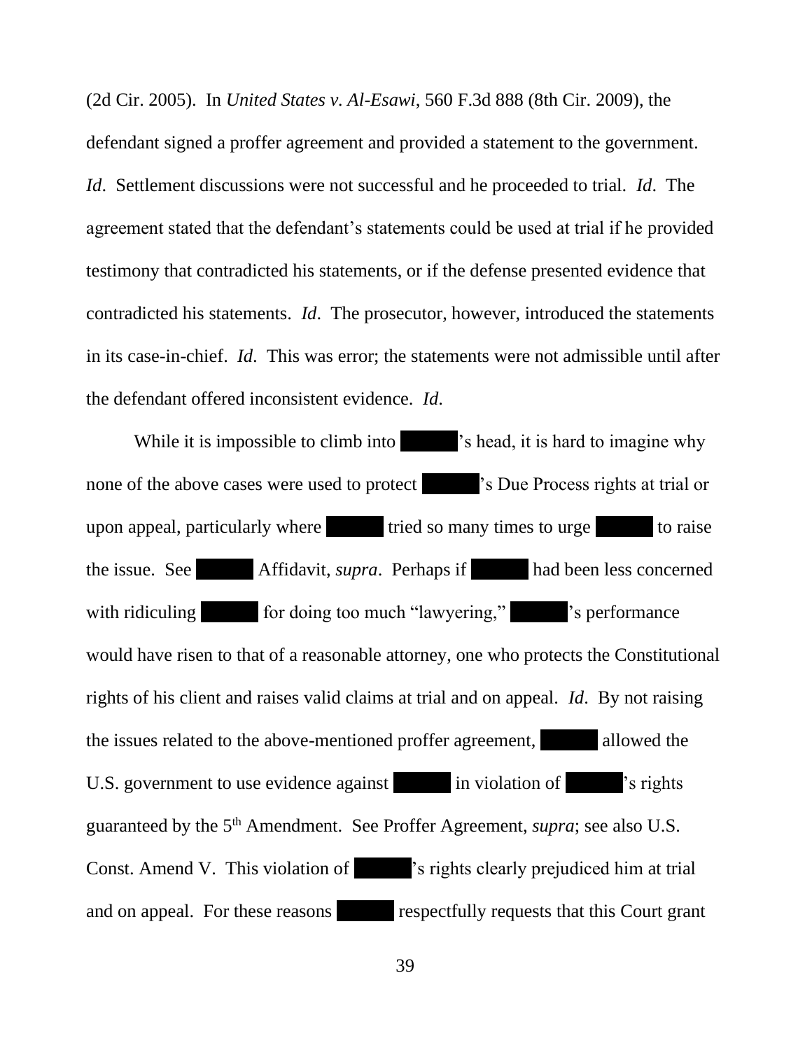(2d Cir. 2005). In *United States v. Al-Esawi*, 560 F.3d 888 (8th Cir. 2009), the defendant signed a proffer agreement and provided a statement to the government. *Id*. Settlement discussions were not successful and he proceeded to trial. *Id*. The agreement stated that the defendant's statements could be used at trial if he provided testimony that contradicted his statements, or if the defense presented evidence that contradicted his statements. *Id*. The prosecutor, however, introduced the statements in its case-in-chief. *Id*. This was error; the statements were not admissible until after the defendant offered inconsistent evidence. *Id*.

While it is impossible to climb into ██████'s head, it is hard to imagine why none of the above cases were used to protect ██████'s Due Process rights at trial or upon appeal, particularly where ██████ tried so many times to urge ██████ to raise the issue. See ██████ Affidavit, *supra*. Perhaps if ██████ had been less concerned with ridiculing ██████ for doing too much "lawyering," ██████'s performance would have risen to that of a reasonable attorney, one who protects the Constitutional rights of his client and raises valid claims at trial and on appeal. *Id*. By not raising the issues related to the above-mentioned proffer agreement, ██████ allowed the U.S. government to use evidence against ██████ in violation of ██████'s rights guaranteed by the 5th Amendment. See Proffer Agreement, *supra*; see also U.S. Const. Amend V. This violation of ██████'s rights clearly prejudiced him at trial and on appeal. For these reasons ██████ respectfully requests that this Court grant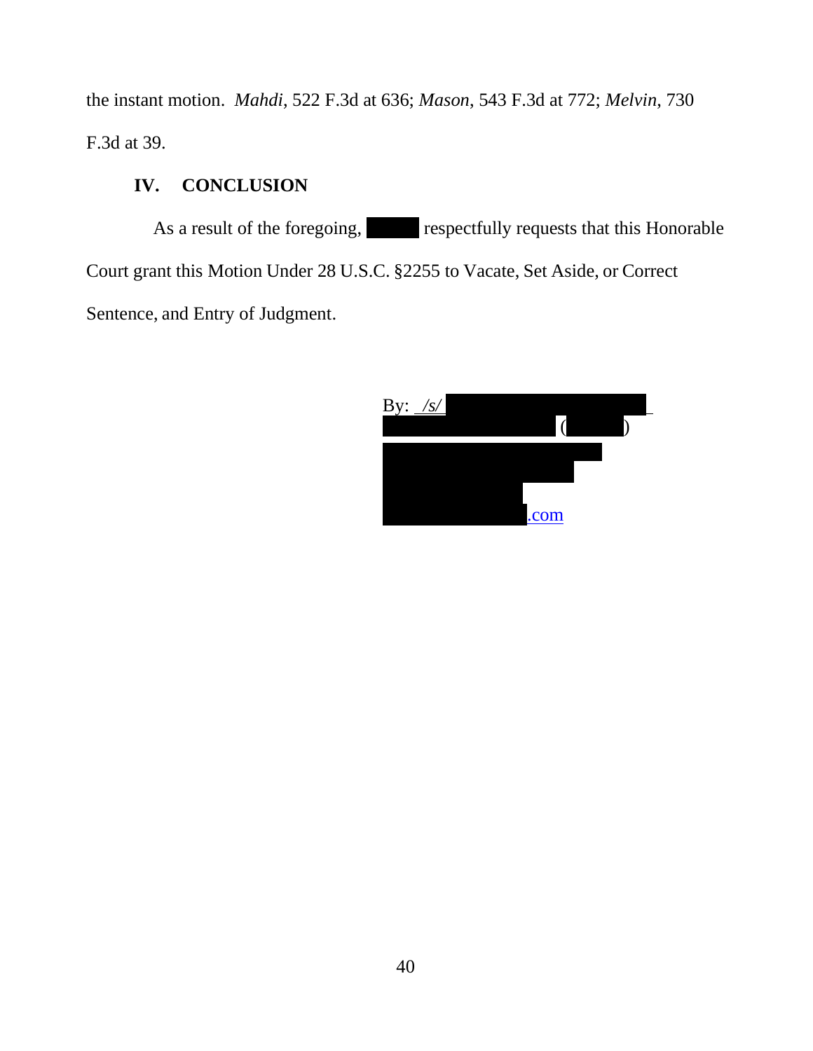the instant motion. *Mahdi*, 522 F.3d at 636; *Mason*, 543 F.3d at 772; *Melvin*, 730 F.3d at 39.

## IV. CONCLUSION

As a result of the foregoing, ██████ respectfully requests that this Honorable Court grant this Motion Under 28 U.S.C. §2255 to Vacate, Set Aside, or Correct Sentence, and Entry of Judgment.

By: */s/* ████████████████████
████████████████ (██████)
████████████████████
██████████████████
█████████████
█████████████.com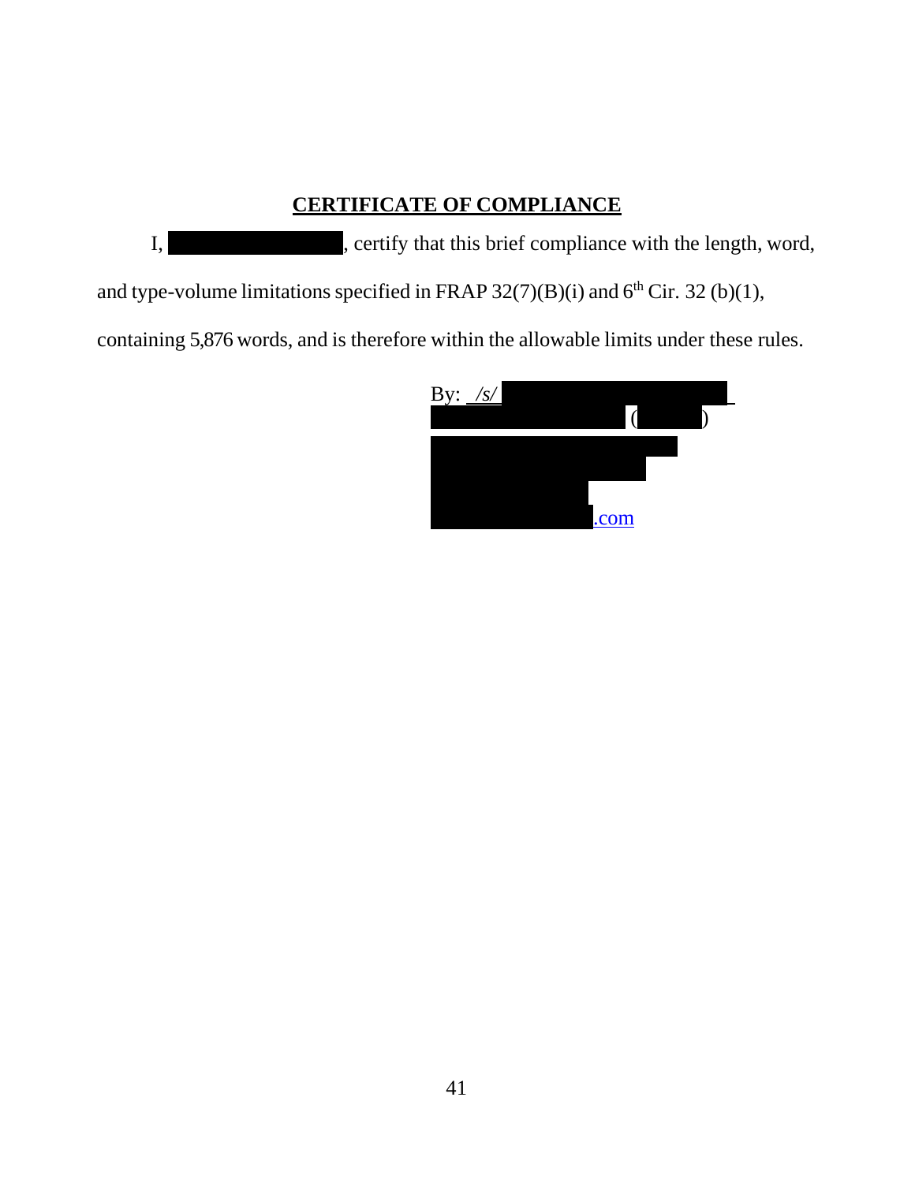## CERTIFICATE OF COMPLIANCE

I, [REDACTED], certify that this brief compliance with the length, word, and type-volume limitations specified in FRAP 32(7)(B)(i) and 6th Cir. 32 (b)(1), containing 5,876 words, and is therefore within the allowable limits under these rules.

By: */s/* [REDACTED]
[REDACTED] ([REDACTED])
[REDACTED]
[REDACTED]
[REDACTED]
[REDACTED].com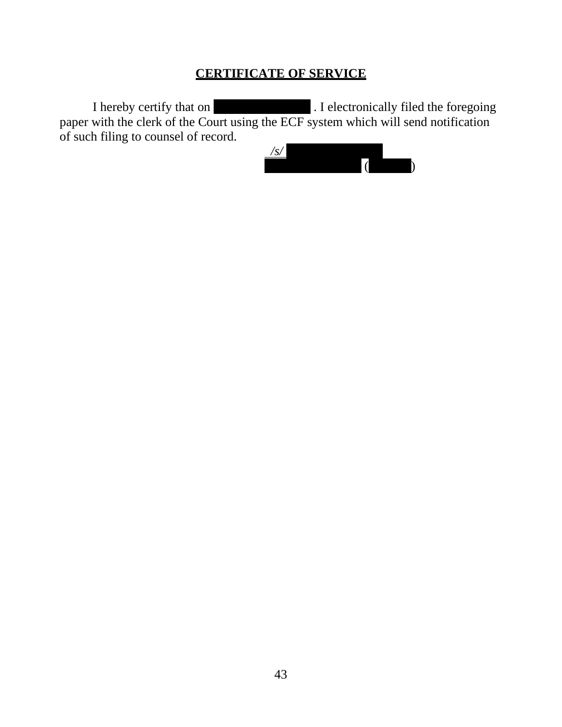## **CERTIFICATE OF SERVICE**

I hereby certify that on [REDACTED] . I electronically filed the foregoing paper with the clerk of the Court using the ECF system which will send notification of such filing to counsel of record.

/s/ [REDACTED]
[REDACTED] ([REDACTED])